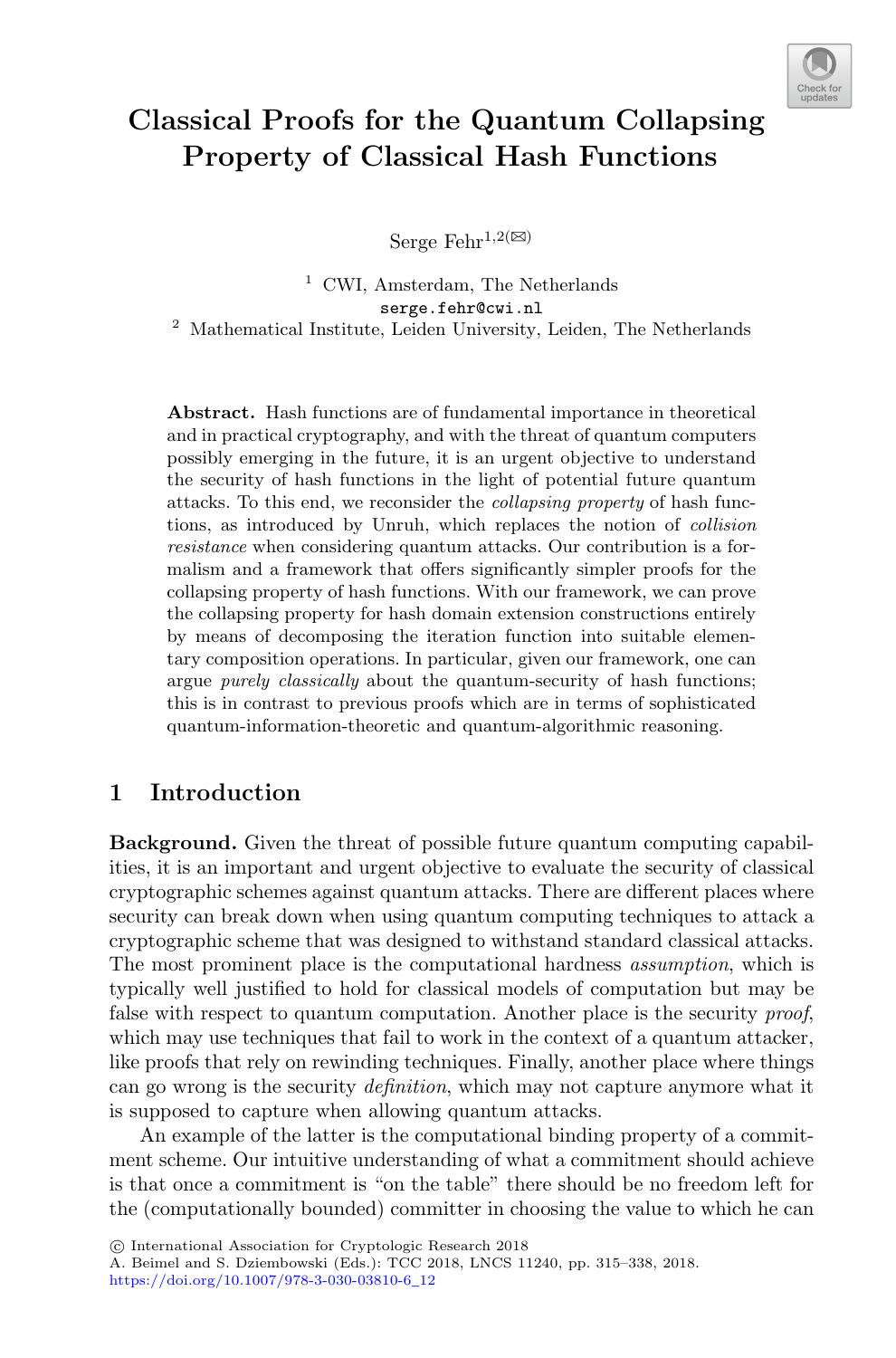# Classical Proofs for the Quantum Collapsing Property of Classical Hash Functions

Serge Fehr[1,2](✉)

[1] CWI, Amsterdam, The Netherlands
serge.fehr@cwi.nl

[2] Mathematical Institute, Leiden University, Leiden, The Netherlands

**Abstract.** Hash functions are of fundamental importance in theoretical and in practical cryptography, and with the threat of quantum computers possibly emerging in the future, it is an urgent objective to understand the security of hash functions in the light of potential future quantum attacks. To this end, we reconsider the *collapsing property* of hash functions, as introduced by Unruh, which replaces the notion of *collision resistance* when considering quantum attacks. Our contribution is a formalism and a framework that offers significantly simpler proofs for the collapsing property of hash functions. With our framework, we can prove the collapsing property for hash domain extension constructions entirely by means of decomposing the iteration function into suitable elementary composition operations. In particular, given our framework, one can argue *purely classically* about the quantum-security of hash functions; this is in contrast to previous proofs which are in terms of sophisticated quantum-information-theoretic and quantum-algorithmic reasoning.

## 1 Introduction

**Background.** Given the threat of possible future quantum computing capabilities, it is an important and urgent objective to evaluate the security of classical cryptographic schemes against quantum attacks. There are different places where security can break down when using quantum computing techniques to attack a cryptographic scheme that was designed to withstand standard classical attacks. The most prominent place is the computational hardness *assumption*, which is typically well justified to hold for classical models of computation but may be false with respect to quantum computation. Another place is the security *proof*, which may use techniques that fail to work in the context of a quantum attacker, like proofs that rely on rewinding techniques. Finally, another place where things can go wrong is the security *definition*, which may not capture anymore what it is supposed to capture when allowing quantum attacks.

An example of the latter is the computational binding property of a commitment scheme. Our intuitive understanding of what a commitment should achieve is that once a commitment is "on the table" there should be no freedom left for the (computationally bounded) committer in choosing the value to which he can

© International Association for Cryptologic Research 2018
A. Beimel and S. Dziembowski (Eds.): TCC 2018, LNCS 11240, pp. 315–338, 2018.
https://doi.org/10.1007/978-3-030-03810-6_12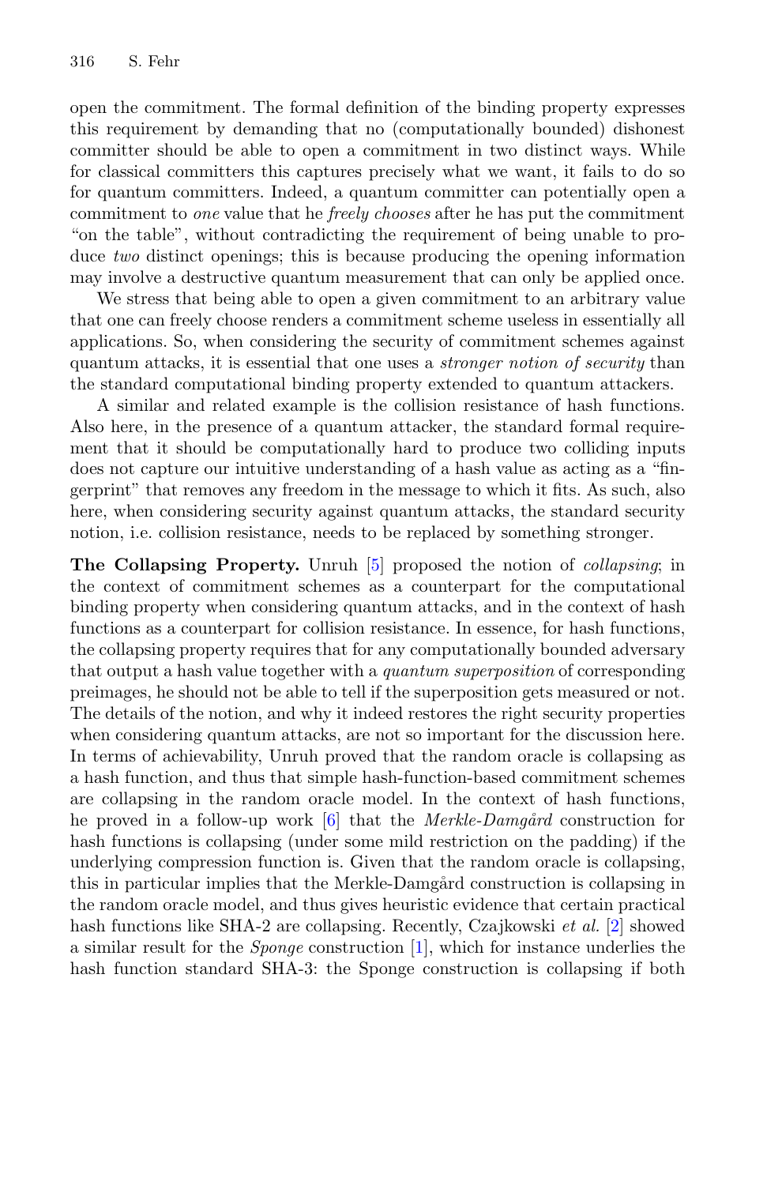open the commitment. The formal definition of the binding property expresses this requirement by demanding that no (computationally bounded) dishonest committer should be able to open a commitment in two distinct ways. While for classical committers this captures precisely what we want, it fails to do so for quantum committers. Indeed, a quantum committer can potentially open a commitment to *one* value that he *freely chooses* after he has put the commitment "on the table", without contradicting the requirement of being unable to produce *two* distinct openings; this is because producing the opening information may involve a destructive quantum measurement that can only be applied once.

We stress that being able to open a given commitment to an arbitrary value that one can freely choose renders a commitment scheme useless in essentially all applications. So, when considering the security of commitment schemes against quantum attacks, it is essential that one uses a *stronger notion of security* than the standard computational binding property extended to quantum attackers.

A similar and related example is the collision resistance of hash functions. Also here, in the presence of a quantum attacker, the standard formal requirement that it should be computationally hard to produce two colliding inputs does not capture our intuitive understanding of a hash value as acting as a "fingerprint" that removes any freedom in the message to which it fits. As such, also here, when considering security against quantum attacks, the standard security notion, i.e. collision resistance, needs to be replaced by something stronger.

**The Collapsing Property.** Unruh [5] proposed the notion of *collapsing*; in the context of commitment schemes as a counterpart for the computational binding property when considering quantum attacks, and in the context of hash functions as a counterpart for collision resistance. In essence, for hash functions, the collapsing property requires that for any computationally bounded adversary that output a hash value together with a *quantum superposition* of corresponding preimages, he should not be able to tell if the superposition gets measured or not. The details of the notion, and why it indeed restores the right security properties when considering quantum attacks, are not so important for the discussion here. In terms of achievability, Unruh proved that the random oracle is collapsing as a hash function, and thus that simple hash-function-based commitment schemes are collapsing in the random oracle model. In the context of hash functions, he proved in a follow-up work [6] that the *Merkle-Damgård* construction for hash functions is collapsing (under some mild restriction on the padding) if the underlying compression function is. Given that the random oracle is collapsing, this in particular implies that the Merkle-Damgård construction is collapsing in the random oracle model, and thus gives heuristic evidence that certain practical hash functions like SHA-2 are collapsing. Recently, Czajkowski *et al.* [2] showed a similar result for the *Sponge* construction [1], which for instance underlies the hash function standard SHA-3: the Sponge construction is collapsing if both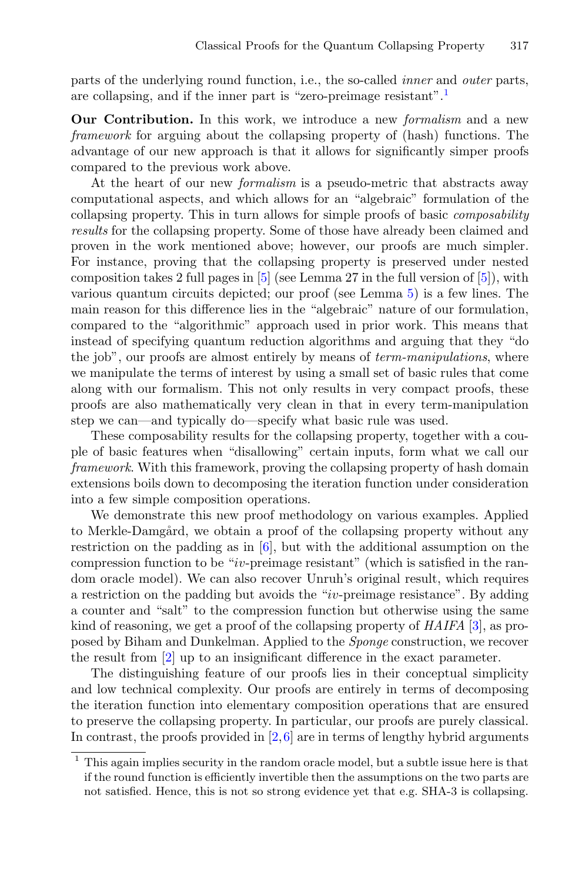parts of the underlying round function, i.e., the so-called *inner* and *outer* parts, are collapsing, and if the inner part is "zero-preimage resistant".[1]

**Our Contribution.** In this work, we introduce a new *formalism* and a new *framework* for arguing about the collapsing property of (hash) functions. The advantage of our new approach is that it allows for significantly simper proofs compared to the previous work above.

At the heart of our new *formalism* is a pseudo-metric that abstracts away computational aspects, and which allows for an "algebraic" formulation of the collapsing property. This in turn allows for simple proofs of basic *composability results* for the collapsing property. Some of those have already been claimed and proven in the work mentioned above; however, our proofs are much simpler. For instance, proving that the collapsing property is preserved under nested composition takes 2 full pages in [5] (see Lemma 27 in the full version of [5]), with various quantum circuits depicted; our proof (see Lemma 5) is a few lines. The main reason for this difference lies in the "algebraic" nature of our formulation, compared to the "algorithmic" approach used in prior work. This means that instead of specifying quantum reduction algorithms and arguing that they "do the job", our proofs are almost entirely by means of *term-manipulations*, where we manipulate the terms of interest by using a small set of basic rules that come along with our formalism. This not only results in very compact proofs, these proofs are also mathematically very clean in that in every term-manipulation step we can—and typically do—specify what basic rule was used.

These composability results for the collapsing property, together with a couple of basic features when "disallowing" certain inputs, form what we call our *framework*. With this framework, proving the collapsing property of hash domain extensions boils down to decomposing the iteration function under consideration into a few simple composition operations.

We demonstrate this new proof methodology on various examples. Applied to Merkle-Damgård, we obtain a proof of the collapsing property without any restriction on the padding as in [6], but with the additional assumption on the compression function to be "*iv*-preimage resistant" (which is satisfied in the random oracle model). We can also recover Unruh's original result, which requires a restriction on the padding but avoids the "*iv*-preimage resistance". By adding a counter and "salt" to the compression function but otherwise using the same kind of reasoning, we get a proof of the collapsing property of *HAIFA* [3], as proposed by Biham and Dunkelman. Applied to the *Sponge* construction, we recover the result from [2] up to an insignificant difference in the exact parameter.

The distinguishing feature of our proofs lies in their conceptual simplicity and low technical complexity. Our proofs are entirely in terms of decomposing the iteration function into elementary composition operations that are ensured to preserve the collapsing property. In particular, our proofs are purely classical. In contrast, the proofs provided in [2,6] are in terms of lengthy hybrid arguments

[1] This again implies security in the random oracle model, but a subtle issue here is that if the round function is efficiently invertible then the assumptions on the two parts are not satisfied. Hence, this is not so strong evidence yet that e.g. SHA-3 is collapsing.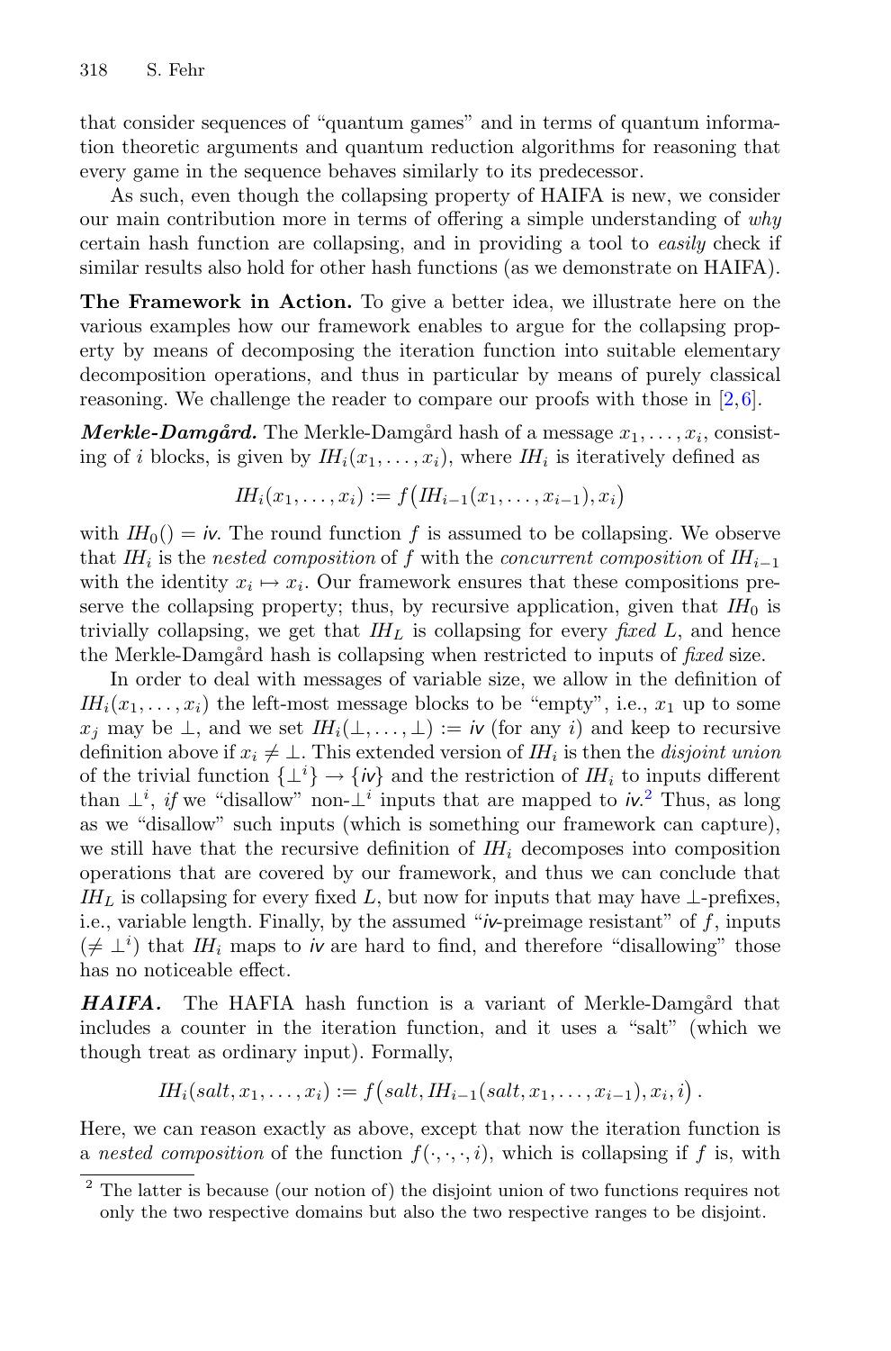that consider sequences of "quantum games" and in terms of quantum information theoretic arguments and quantum reduction algorithms for reasoning that every game in the sequence behaves similarly to its predecessor.

As such, even though the collapsing property of HAIFA is new, we consider our main contribution more in terms of offering a simple understanding of *why* certain hash function are collapsing, and in providing a tool to *easily* check if similar results also hold for other hash functions (as we demonstrate on HAIFA).

**The Framework in Action.** To give a better idea, we illustrate here on the various examples how our framework enables to argue for the collapsing property by means of decomposing the iteration function into suitable elementary decomposition operations, and thus in particular by means of purely classical reasoning. We challenge the reader to compare our proofs with those in [2,6].

***Merkle-Damgård.*** The Merkle-Damgård hash of a message $x_1, \ldots, x_i$, consisting of $i$ blocks, is given by $I\!H_i(x_1, \ldots, x_i)$, where $I\!H_i$ is iteratively defined as

$$I\!H_i(x_1, \ldots, x_i) := f\big(I\!H_{i-1}(x_1, \ldots, x_{i-1}), x_i\big)$$

with $I\!H_0() = \mathsf{iv}$. The round function $f$ is assumed to be collapsing. We observe that $I\!H_i$ is the *nested composition* of $f$ with the *concurrent composition* of $I\!H_{i-1}$ with the identity $x_i \mapsto x_i$. Our framework ensures that these compositions preserve the collapsing property; thus, by recursive application, given that $I\!H_0$ is trivially collapsing, we get that $I\!H_L$ is collapsing for every *fixed* $L$, and hence the Merkle-Damgård hash is collapsing when restricted to inputs of *fixed* size.

In order to deal with messages of variable size, we allow in the definition of $I\!H_i(x_1, \ldots, x_i)$ the left-most message blocks to be "empty", i.e., $x_1$ up to some $x_j$ may be $\perp$, and we set $I\!H_i(\perp, \ldots, \perp) := \mathsf{iv}$ (for any $i$) and keep to recursive definition above if $x_i \neq \perp$. This extended version of $I\!H_i$ is then the *disjoint union* of the trivial function $\{\perp^i\} \to \{\mathsf{iv}\}$ and the restriction of $I\!H_i$ to inputs different than $\perp^i$, *if* we "disallow" non-$\perp^i$ inputs that are mapped to $\mathsf{iv}$.[2] Thus, as long as we "disallow" such inputs (which is something our framework can capture), we still have that the recursive definition of $I\!H_i$ decomposes into composition operations that are covered by our framework, and thus we can conclude that $I\!H_L$ is collapsing for every fixed $L$, but now for inputs that may have $\perp$-prefixes, i.e., variable length. Finally, by the assumed "$\mathsf{iv}$-preimage resistant" of $f$, inputs $(\neq \perp^i)$ that $I\!H_i$ maps to $\mathsf{iv}$ are hard to find, and therefore "disallowing" those has no noticeable effect.

***HAIFA.*** The HAFIA hash function is a variant of Merkle-Damgård that includes a counter in the iteration function, and it uses a "salt" (which we though treat as ordinary input). Formally,

$$I\!H_i(salt, x_1, \ldots, x_i) := f\big(salt, I\!H_{i-1}(salt, x_1, \ldots, x_{i-1}), x_i, i\big)\,.$$

Here, we can reason exactly as above, except that now the iteration function is a *nested composition* of the function $f(\cdot, \cdot, \cdot, i)$, which is collapsing if $f$ is, with

[2] The latter is because (our notion of) the disjoint union of two functions requires not only the two respective domains but also the two respective ranges to be disjoint.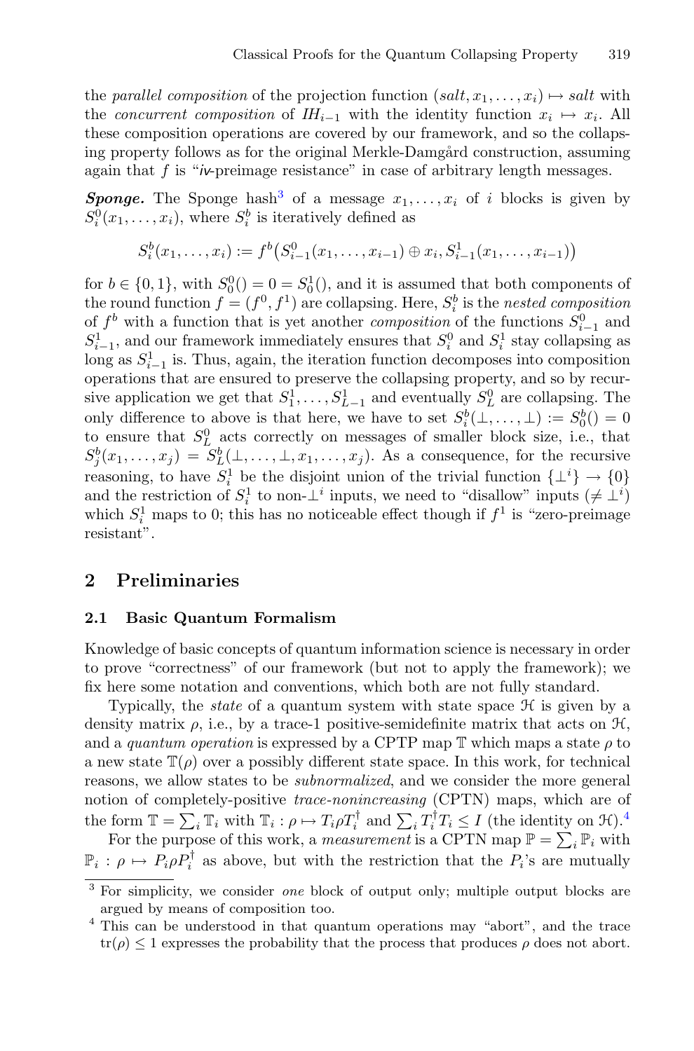the *parallel composition* of the projection function $(salt, x_1, \ldots, x_i) \mapsto salt$ with the *concurrent composition* of $IH_{i-1}$ with the identity function $x_i \mapsto x_i$. All these composition operations are covered by our framework, and so the collapsing property follows as for the original Merkle-Damgård construction, assuming again that $f$ is "*iv*-preimage resistance" in case of arbitrary length messages.

***Sponge.*** The Sponge hash[3] of a message $x_1, \ldots, x_i$ of $i$ blocks is given by $S_i^0(x_1, \ldots, x_i)$, where $S_i^b$ is iteratively defined as

$$S_i^b(x_1, \ldots, x_i) := f^b\big(S_{i-1}^0(x_1, \ldots, x_{i-1}) \oplus x_i, S_{i-1}^1(x_1, \ldots, x_{i-1})\big)$$

for $b \in \{0, 1\}$, with $S_0^0() = 0 = S_0^1()$, and it is assumed that both components of the round function $f = (f^0, f^1)$ are collapsing. Here, $S_i^b$ is the *nested composition* of $f^b$ with a function that is yet another *composition* of the functions $S_{i-1}^0$ and $S_{i-1}^1$, and our framework immediately ensures that $S_i^0$ and $S_i^1$ stay collapsing as long as $S_{i-1}^1$ is. Thus, again, the iteration function decomposes into composition operations that are ensured to preserve the collapsing property, and so by recursive application we get that $S_1^1, \ldots, S_{L-1}^1$ and eventually $S_L^0$ are collapsing. The only difference to above is that here, we have to set $S_i^b(\perp, \ldots, \perp) := S_0^b() = 0$ to ensure that $S_L^0$ acts correctly on messages of smaller block size, i.e., that $S_j^b(x_1, \ldots, x_j) = S_L^b(\perp, \ldots, \perp, x_1, \ldots, x_j)$. As a consequence, for the recursive reasoning, to have $S_i^1$ be the disjoint union of the trivial function $\{\perp^i\} \to \{0\}$ and the restriction of $S_i^1$ to non-$\perp^i$ inputs, we need to "disallow" inputs ($\neq \perp^i$) which $S_i^1$ maps to 0; this has no noticeable effect though if $f^1$ is "zero-preimage resistant".

## 2 Preliminaries

### 2.1 Basic Quantum Formalism

Knowledge of basic concepts of quantum information science is necessary in order to prove "correctness" of our framework (but not to apply the framework); we fix here some notation and conventions, which both are not fully standard.

Typically, the *state* of a quantum system with state space $\mathcal{H}$ is given by a density matrix $\rho$, i.e., by a trace-1 positive-semidefinite matrix that acts on $\mathcal{H}$, and a *quantum operation* is expressed by a CPTP map $\mathbb{T}$ which maps a state $\rho$ to a new state $\mathbb{T}(\rho)$ over a possibly different state space. In this work, for technical reasons, we allow states to be *subnormalized*, and we consider the more general notion of completely-positive *trace-nonincreasing* (CPTN) maps, which are of the form $\mathbb{T} = \sum_i \mathbb{T}_i$ with $\mathbb{T}_i : \rho \mapsto T_i \rho T_i^\dagger$ and $\sum_i T_i^\dagger T_i \leq I$ (the identity on $\mathcal{H}$).[4]

For the purpose of this work, a *measurement* is a CPTN map $\mathbb{P} = \sum_i \mathbb{P}_i$ with $\mathbb{P}_i : \rho \mapsto P_i \rho P_i^\dagger$ as above, but with the restriction that the $P_i$'s are mutually

---

[3] For simplicity, we consider *one* block of output only; multiple output blocks are argued by means of composition too.

[4] This can be understood in that quantum operations may "abort", and the trace $\text{tr}(\rho) \leq 1$ expresses the probability that the process that produces $\rho$ does not abort.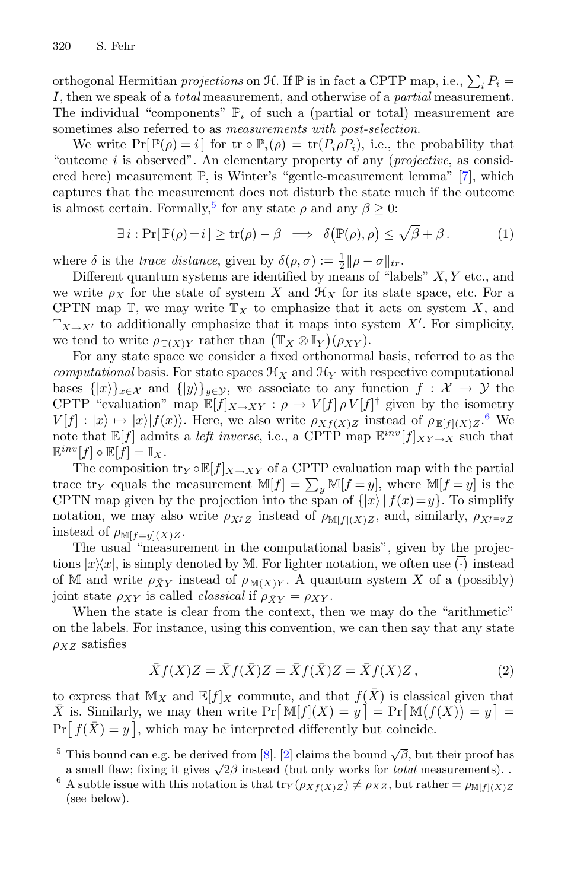orthogonal Hermitian *projections* on $\mathcal{H}$. If $\mathbb{P}$ is in fact a CPTP map, i.e., $\sum_i P_i = I$, then we speak of a *total* measurement, and otherwise of a *partial* measurement. The individual "components" $\mathbb{P}_i$ of such a (partial or total) measurement are sometimes also referred to as *measurements with post-selection*.

We write $\Pr[\mathbb{P}(\rho) = i]$ for $\mathrm{tr} \circ \mathbb{P}_i(\rho) = \mathrm{tr}(P_i \rho P_i)$, i.e., the probability that "outcome $i$ is observed". An elementary property of any (*projective*, as considered here) measurement $\mathbb{P}$, is Winter's "gentle-measurement lemma" [7], which captures that the measurement does not disturb the state much if the outcome is almost certain. Formally,[5] for any state $\rho$ and any $\beta \geq 0$:

$$\exists\, i : \Pr[\mathbb{P}(\rho) = i] \geq \mathrm{tr}(\rho) - \beta \implies \delta\big(\mathbb{P}(\rho), \rho\big) \leq \sqrt{\beta} + \beta\,. \tag{1}$$

where $\delta$ is the *trace distance*, given by $\delta(\rho, \sigma) := \frac{1}{2}\|\rho - \sigma\|_{tr}$.

Different quantum systems are identified by means of "labels" $X, Y$ etc., and we write $\rho_X$ for the state of system $X$ and $\mathcal{H}_X$ for its state space, etc. For a CPTN map $\mathbb{T}$, we may write $\mathbb{T}_X$ to emphasize that it acts on system $X$, and $\mathbb{T}_{X \to X'}$ to additionally emphasize that it maps into system $X'$. For simplicity, we tend to write $\rho_{\mathbb{T}(X)Y}$ rather than $\big(\mathbb{T}_X \otimes \mathbb{I}_Y\big)(\rho_{XY})$.

For any state space we consider a fixed orthonormal basis, referred to as the *computational* basis. For state spaces $\mathcal{H}_X$ and $\mathcal{H}_Y$ with respective computational bases $\{|x\rangle\}_{x \in \mathcal{X}}$ and $\{|y\rangle\}_{y \in \mathcal{Y}}$, we associate to any function $f : \mathcal{X} \to \mathcal{Y}$ the CPTP "evaluation" map $\mathbb{E}[f]_{X \to XY} : \rho \mapsto V[f]\, \rho\, V[f]^\dagger$ given by the isometry $V[f] : |x\rangle \mapsto |x\rangle|f(x)\rangle$. Here, we also write $\rho_{Xf(X)Z}$ instead of $\rho_{\mathbb{E}[f](X)Z}$.[6] We note that $\mathbb{E}[f]$ admits a *left inverse*, i.e., a CPTP map $\mathbb{E}^{inv}[f]_{XY \to X}$ such that $\mathbb{E}^{inv}[f] \circ \mathbb{E}[f] = \mathbb{I}_X$.

The composition $\mathrm{tr}_Y \circ \mathbb{E}[f]_{X \to XY}$ of a CPTP evaluation map with the partial trace $\mathrm{tr}_Y$ equals the measurement $\mathbb{M}[f] = \sum_y \mathbb{M}[f = y]$, where $\mathbb{M}[f = y]$ is the CPTN map given by the projection into the span of $\{|x\rangle \,|\, f(x) = y\}$. To simplify notation, we may also write $\rho_{X^f Z}$ instead of $\rho_{\mathbb{M}[f](X)Z}$, and, similarly, $\rho_{X^{f=y}Z}$ instead of $\rho_{\mathbb{M}[f=y](X)Z}$.

The usual "measurement in the computational basis", given by the projections $|x\rangle\langle x|$, is simply denoted by $\mathbb{M}$. For lighter notation, we often use $\overline{(\cdot)}$ instead of $\mathbb{M}$ and write $\rho_{\bar{X}Y}$ instead of $\rho_{\mathbb{M}(X)Y}$. A quantum system $X$ of a (possibly) joint state $\rho_{XY}$ is called *classical* if $\rho_{\bar{X}Y} = \rho_{XY}$.

When the state is clear from the context, then we may do the "arithmetic" on the labels. For instance, using this convention, we can then say that any state $\rho_{XZ}$ satisfies

$$\bar{X} f(X) Z = \bar{X} f(\bar{X}) Z = \bar{X}\, \overline{f(\bar{X})} Z = \bar{X}\, \overline{f(X)} Z\,, \tag{2}$$

to express that $\mathbb{M}_X$ and $\mathbb{E}[f]_X$ commute, and that $f(\bar{X})$ is classical given that $\bar{X}$ is. Similarly, we may then write $\Pr\big[\,\mathbb{M}[f](X) = y\,\big] = \Pr\big[\,\mathbb{M}\big(f(X)\big) = y\,\big] = \Pr\big[\, f(\bar{X}) = y\,\big]$, which may be interpreted differently but coincide.

---

[5] This bound can e.g. be derived from [8]. [2] claims the bound $\sqrt{\beta}$, but their proof has a small flaw; fixing it gives $\sqrt{2\beta}$ instead (but only works for *total* measurements). .

[6] A subtle issue with this notation is that $\mathrm{tr}_Y(\rho_{Xf(X)Z}) \neq \rho_{XZ}$, but rather $= \rho_{\mathbb{M}[f](X)Z}$ (see below).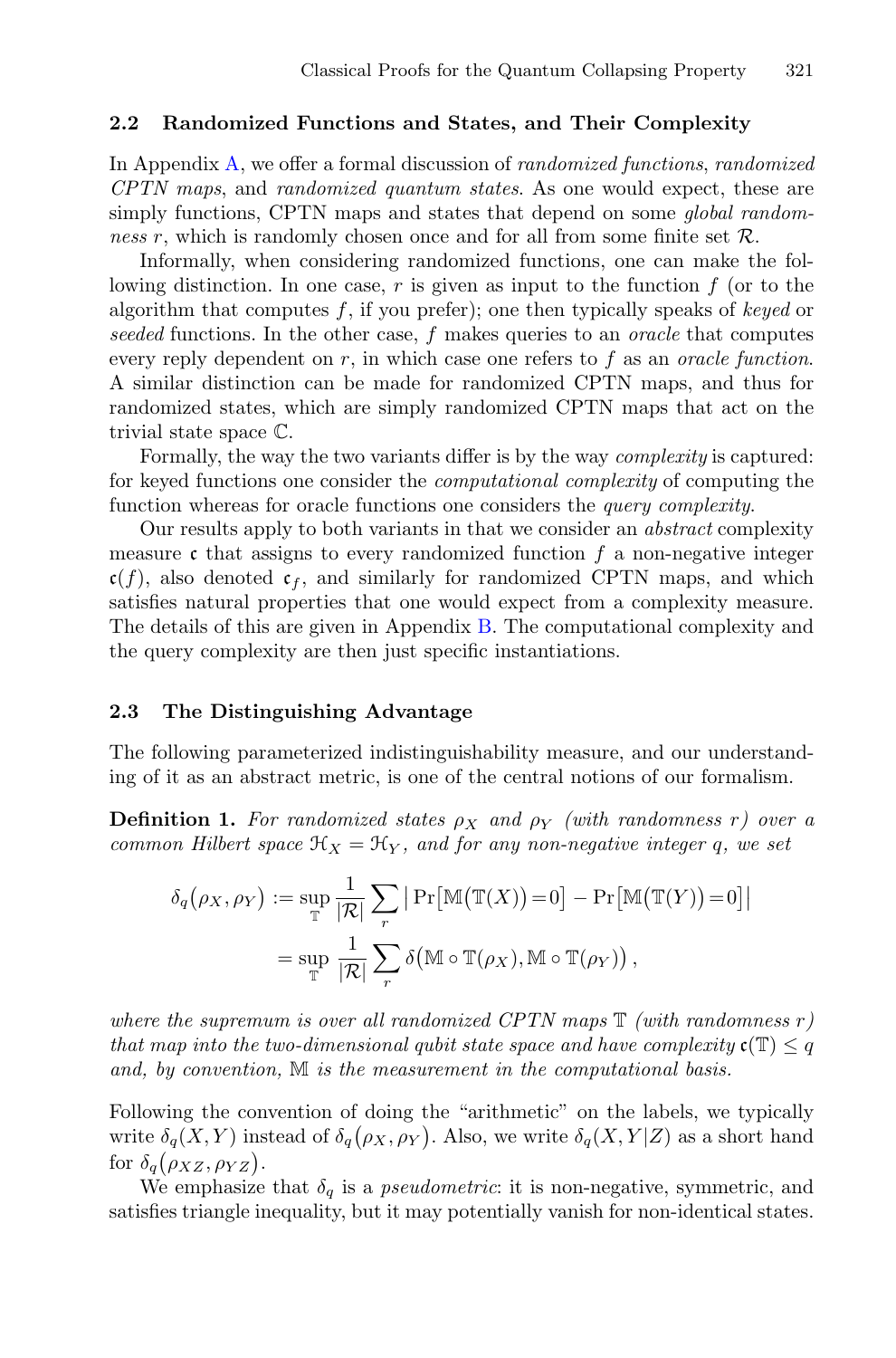### 2.2 Randomized Functions and States, and Their Complexity

In Appendix A, we offer a formal discussion of *randomized functions*, *randomized CPTN maps*, and *randomized quantum states*. As one would expect, these are simply functions, CPTN maps and states that depend on some *global randomness* $r$, which is randomly chosen once and for all from some finite set $\mathcal{R}$.

Informally, when considering randomized functions, one can make the following distinction. In one case, $r$ is given as input to the function $f$ (or to the algorithm that computes $f$, if you prefer); one then typically speaks of *keyed* or *seeded* functions. In the other case, $f$ makes queries to an *oracle* that computes every reply dependent on $r$, in which case one refers to $f$ as an *oracle function*. A similar distinction can be made for randomized CPTN maps, and thus for randomized states, which are simply randomized CPTN maps that act on the trivial state space $\mathbb{C}$.

Formally, the way the two variants differ is by the way *complexity* is captured: for keyed functions one consider the *computational complexity* of computing the function whereas for oracle functions one considers the *query complexity*.

Our results apply to both variants in that we consider an *abstract* complexity measure $\mathfrak{c}$ that assigns to every randomized function $f$ a non-negative integer $\mathfrak{c}(f)$, also denoted $\mathfrak{c}_f$, and similarly for randomized CPTN maps, and which satisfies natural properties that one would expect from a complexity measure. The details of this are given in Appendix B. The computational complexity and the query complexity are then just specific instantiations.

### 2.3 The Distinguishing Advantage

The following parameterized indistinguishability measure, and our understanding of it as an abstract metric, is one of the central notions of our formalism.

**Definition 1.** *For randomized states $\rho_X$ and $\rho_Y$ (with randomness $r$) over a common Hilbert space $\mathcal{H}_X = \mathcal{H}_Y$, and for any non-negative integer $q$, we set*

$$\begin{aligned}\delta_q(\rho_X, \rho_Y) &:= \sup_{\mathbb{T}} \frac{1}{|\mathcal{R}|} \sum_r \big| \Pr\big[\mathbb{M}\big(\mathbb{T}(X)\big) = 0\big] - \Pr\big[\mathbb{M}\big(\mathbb{T}(Y)\big) = 0\big] \big| \\ &= \sup_{\mathbb{T}} \frac{1}{|\mathcal{R}|} \sum_r \delta\big(\mathbb{M} \circ \mathbb{T}(\rho_X), \mathbb{M} \circ \mathbb{T}(\rho_Y)\big),\end{aligned}$$

*where the supremum is over all randomized CPTN maps $\mathbb{T}$ (with randomness $r$) that map into the two-dimensional qubit state space and have complexity $\mathfrak{c}(\mathbb{T}) \le q$ and, by convention, $\mathbb{M}$ is the measurement in the computational basis.*

Following the convention of doing the "arithmetic" on the labels, we typically write $\delta_q(X, Y)$ instead of $\delta_q(\rho_X, \rho_Y)$. Also, we write $\delta_q(X, Y|Z)$ as a short hand for $\delta_q(\rho_{XZ}, \rho_{YZ})$.

We emphasize that $\delta_q$ is a *pseudometric*: it is non-negative, symmetric, and satisfies triangle inequality, but it may potentially vanish for non-identical states.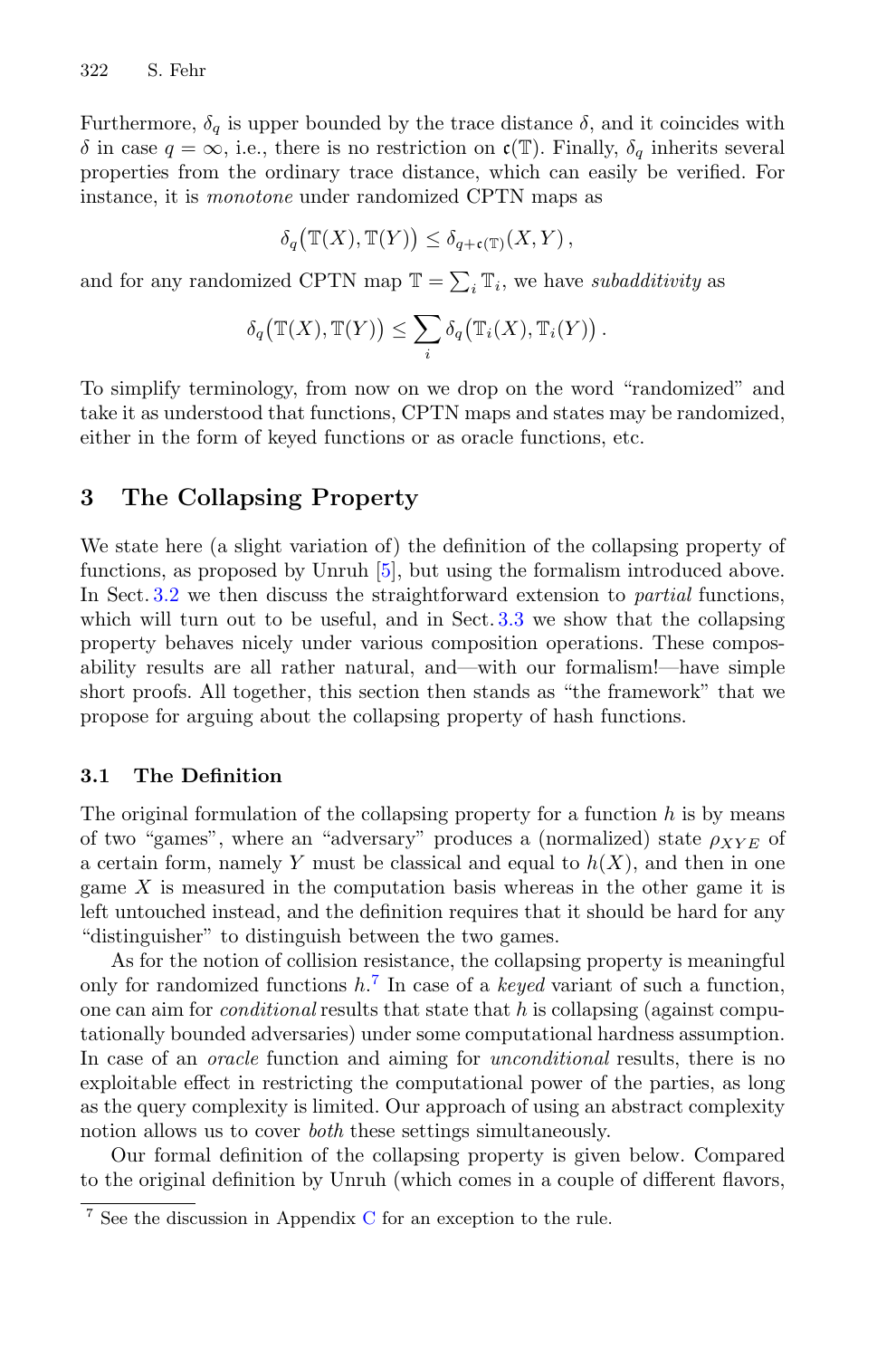Furthermore, $\delta_q$ is upper bounded by the trace distance $\delta$, and it coincides with $\delta$ in case $q = \infty$, i.e., there is no restriction on $\mathfrak{c}(\mathbb{T})$. Finally, $\delta_q$ inherits several properties from the ordinary trace distance, which can easily be verified. For instance, it is *monotone* under randomized CPTN maps as

$$\delta_q\big(\mathbb{T}(X), \mathbb{T}(Y)\big) \leq \delta_{q+\mathfrak{c}(\mathbb{T})}(X, Y)\,,$$

and for any randomized CPTN map $\mathbb{T} = \sum_i \mathbb{T}_i$, we have *subadditivity* as

$$\delta_q\big(\mathbb{T}(X), \mathbb{T}(Y)\big) \leq \sum_i \delta_q\big(\mathbb{T}_i(X), \mathbb{T}_i(Y)\big)\,.$$

To simplify terminology, from now on we drop on the word "randomized" and take it as understood that functions, CPTN maps and states may be randomized, either in the form of keyed functions or as oracle functions, etc.

## 3 The Collapsing Property

We state here (a slight variation of) the definition of the collapsing property of functions, as proposed by Unruh [5], but using the formalism introduced above. In Sect. 3.2 we then discuss the straightforward extension to *partial* functions, which will turn out to be useful, and in Sect. 3.3 we show that the collapsing property behaves nicely under various composition operations. These composability results are all rather natural, and—with our formalism!—have simple short proofs. All together, this section then stands as "the framework" that we propose for arguing about the collapsing property of hash functions.

### 3.1 The Definition

The original formulation of the collapsing property for a function $h$ is by means of two "games", where an "adversary" produces a (normalized) state $\rho_{XYE}$ of a certain form, namely $Y$ must be classical and equal to $h(X)$, and then in one game $X$ is measured in the computation basis whereas in the other game it is left untouched instead, and the definition requires that it should be hard for any "distinguisher" to distinguish between the two games.

As for the notion of collision resistance, the collapsing property is meaningful only for randomized functions $h$.[7] In case of a *keyed* variant of such a function, one can aim for *conditional* results that state that $h$ is collapsing (against computationally bounded adversaries) under some computational hardness assumption. In case of an *oracle* function and aiming for *unconditional* results, there is no exploitable effect in restricting the computational power of the parties, as long as the query complexity is limited. Our approach of using an abstract complexity notion allows us to cover *both* these settings simultaneously.

Our formal definition of the collapsing property is given below. Compared to the original definition by Unruh (which comes in a couple of different flavors,

[7] See the discussion in Appendix C for an exception to the rule.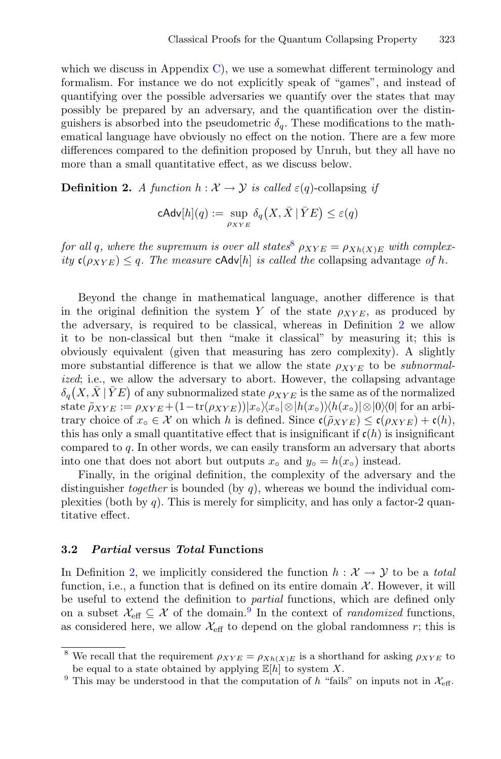which we discuss in Appendix C), we use a somewhat different terminology and formalism. For instance we do not explicitly speak of "games", and instead of quantifying over the possible adversaries we quantify over the states that may possibly be prepared by an adversary, and the quantification over the distinguishers is absorbed into the pseudometric $\delta_q$. These modifications to the mathematical language have obviously no effect on the notion. There are a few more differences compared to the definition proposed by Unruh, but they all have no more than a small quantitative effect, as we discuss below.

**Definition 2.** *A function $h : \mathcal{X} \to \mathcal{Y}$ is called $\varepsilon(q)$-*collapsing *if*

$$\mathsf{cAdv}[h](q) := \sup_{\rho_{XYE}} \delta_q\big(X, \bar{X} \,|\, \bar{Y}E\big) \le \varepsilon(q)$$

*for all $q$, where the supremum is over all states*[8] *$\rho_{XYE} = \rho_{Xh(X)E}$ with complexity $\mathfrak{c}(\rho_{XYE}) \le q$. The measure $\mathsf{cAdv}[h]$ is called the* collapsing advantage *of $h$.*

Beyond the change in mathematical language, another difference is that in the original definition the system $Y$ of the state $\rho_{XYE}$, as produced by the adversary, is required to be classical, whereas in Definition 2 we allow it to be non-classical but then "make it classical" by measuring it; this is obviously equivalent (given that measuring has zero complexity). A slightly more substantial difference is that we allow the state $\rho_{XYE}$ to be *subnormalized*; i.e., we allow the adversary to abort. However, the collapsing advantage $\delta_q\big(X, \bar{X} \,|\, \bar{Y}E\big)$ of any subnormalized state $\rho_{XYE}$ is the same as of the normalized state $\tilde{\rho}_{XYE} := \rho_{XYE} + (1 - \mathrm{tr}(\rho_{XYE}))|x_\circ\rangle\langle x_\circ| \otimes |h(x_\circ)\rangle\langle h(x_\circ)| \otimes |0\rangle\langle 0|$ for an arbitrary choice of $x_\circ \in \mathcal{X}$ on which $h$ is defined. Since $\mathfrak{c}(\tilde{\rho}_{XYE}) \le \mathfrak{c}(\rho_{XYE}) + \mathfrak{c}(h)$, this has only a small quantitative effect that is insignificant if $\mathfrak{c}(h)$ is insignificant compared to $q$. In other words, we can easily transform an adversary that aborts into one that does not abort but outputs $x_\circ$ and $y_\circ = h(x_\circ)$ instead.

Finally, in the original definition, the complexity of the adversary and the distinguisher *together* is bounded (by $q$), whereas we bound the individual complexities (both by $q$). This is merely for simplicity, and has only a factor-2 quantitative effect.

### 3.2 *Partial* versus *Total* Functions

In Definition 2, we implicitly considered the function $h : \mathcal{X} \to \mathcal{Y}$ to be a *total* function, i.e., a function that is defined on its entire domain $\mathcal{X}$. However, it will be useful to extend the definition to *partial* functions, which are defined only on a subset $\mathcal{X}_{\mathrm{eff}} \subseteq \mathcal{X}$ of the domain.[9] In the context of *randomized* functions, as considered here, we allow $\mathcal{X}_{\mathrm{eff}}$ to depend on the global randomness $r$; this is

[8] We recall that the requirement $\rho_{XYE} = \rho_{Xh(X)E}$ is a shorthand for asking $\rho_{XYE}$ to be equal to a state obtained by applying $\mathbb{E}[h]$ to system $X$.

[9] This may be understood in that the computation of $h$ "fails" on inputs not in $\mathcal{X}_{\mathrm{eff}}$.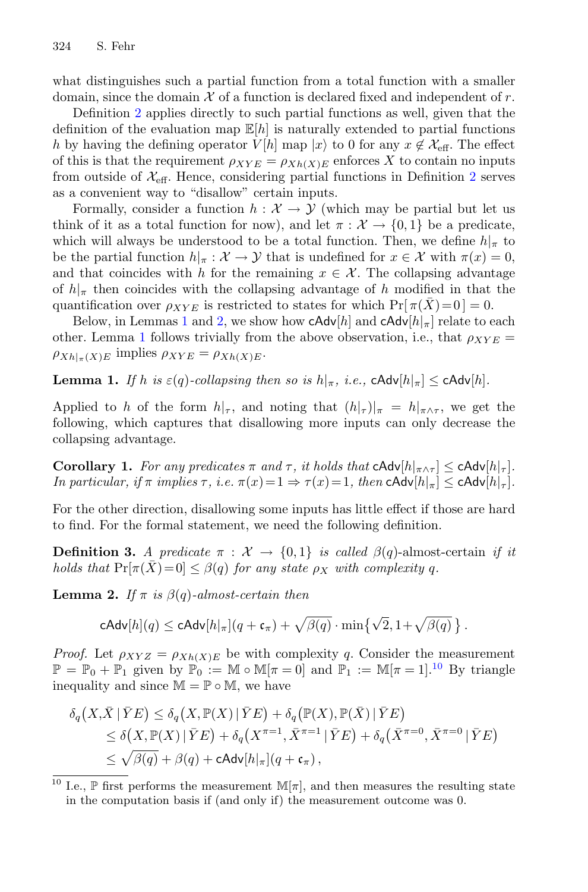what distinguishes such a partial function from a total function with a smaller domain, since the domain $\mathcal{X}$ of a function is declared fixed and independent of $r$.

Definition 2 applies directly to such partial functions as well, given that the definition of the evaluation map $\mathbb{E}[h]$ is naturally extended to partial functions $h$ by having the defining operator $V[h]$ map $|x\rangle$ to 0 for any $x \notin \mathcal{X}_{\text{eff}}$. The effect of this is that the requirement $\rho_{XYE} = \rho_{Xh(X)E}$ enforces $X$ to contain no inputs from outside of $\mathcal{X}_{\text{eff}}$. Hence, considering partial functions in Definition 2 serves as a convenient way to "disallow" certain inputs.

Formally, consider a function $h : \mathcal{X} \to \mathcal{Y}$ (which may be partial but let us think of it as a total function for now), and let $\pi : \mathcal{X} \to \{0,1\}$ be a predicate, which will always be understood to be a total function. Then, we define $h|_\pi$ to be the partial function $h|_\pi : \mathcal{X} \to \mathcal{Y}$ that is undefined for $x \in \mathcal{X}$ with $\pi(x) = 0$, and that coincides with $h$ for the remaining $x \in \mathcal{X}$. The collapsing advantage of $h|_\pi$ then coincides with the collapsing advantage of $h$ modified in that the quantification over $\rho_{XYE}$ is restricted to states for which $\Pr[\,\pi(\bar{X}) = 0\,] = 0$.

Below, in Lemmas 1 and 2, we show how $\mathsf{cAdv}[h]$ and $\mathsf{cAdv}[h|_\pi]$ relate to each other. Lemma 1 follows trivially from the above observation, i.e., that $\rho_{XYE} = \rho_{Xh|_\pi(X)E}$ implies $\rho_{XYE} = \rho_{Xh(X)E}$.

**Lemma 1.** *If $h$ is $\varepsilon(q)$-collapsing then so is $h|_\pi$, i.e., $\mathsf{cAdv}[h|_\pi] \leq \mathsf{cAdv}[h]$.*

Applied to $h$ of the form $h|_\tau$, and noting that $(h|_\tau)|_\pi = h|_{\pi\wedge\tau}$, we get the following, which captures that disallowing more inputs can only decrease the collapsing advantage.

**Corollary 1.** *For any predicates $\pi$ and $\tau$, it holds that $\mathsf{cAdv}[h|_{\pi\wedge\tau}] \leq \mathsf{cAdv}[h|_\tau]$. In particular, if $\pi$ implies $\tau$, i.e. $\pi(x)=1 \Rightarrow \tau(x)=1$, then $\mathsf{cAdv}[h|_\pi] \leq \mathsf{cAdv}[h|_\tau]$.*

For the other direction, disallowing some inputs has little effect if those are hard to find. For the formal statement, we need the following definition.

**Definition 3.** *A predicate $\pi : \mathcal{X} \to \{0,1\}$ is called $\beta(q)$-*almost-certain *if it holds that $\Pr[\pi(\bar{X})=0] \leq \beta(q)$ for any state $\rho_X$ with complexity $q$.*

**Lemma 2.** *If $\pi$ is $\beta(q)$-almost-certain then*

$$\mathsf{cAdv}[h](q) \leq \mathsf{cAdv}[h|_\pi](q + \mathfrak{c}_\pi) + \sqrt{\beta(q)} \cdot \min\bigl\{\sqrt{2}, 1 + \sqrt{\beta(q)}\,\bigr\}\,.$$

*Proof.* Let $\rho_{XYZ} = \rho_{Xh(X)E}$ be with complexity $q$. Consider the measurement $\mathbb{P} = \mathbb{P}_0 + \mathbb{P}_1$ given by $\mathbb{P}_0 := \mathbb{M} \circ \mathbb{M}[\pi = 0]$ and $\mathbb{P}_1 := \mathbb{M}[\pi = 1]$.[10] By triangle inequality and since $\mathbb{M} = \mathbb{P} \circ \mathbb{M}$, we have

$$\begin{aligned}
\delta_q\bigl(X,\bar{X}\,|\,\bar{Y}E\bigr) &\leq \delta_q\bigl(X,\mathbb{P}(X)\,|\,\bar{Y}E\bigr) + \delta_q\bigl(\mathbb{P}(X),\mathbb{P}(\bar{X})\,|\,\bar{Y}E\bigr) \\
&\leq \delta\bigl(X,\mathbb{P}(X)\,|\,\bar{Y}E\bigr) + \delta_q\bigl(X^{\pi=1},\bar{X}^{\pi=1}\,|\,\bar{Y}E\bigr) + \delta_q\bigl(\bar{X}^{\pi=0},\bar{X}^{\pi=0}\,|\,\bar{Y}E\bigr) \\
&\leq \sqrt{\beta(q)} + \beta(q) + \mathsf{cAdv}[h|_\pi](q + \mathfrak{c}_\pi)\,,
\end{aligned}$$

[10] I.e., $\mathbb{P}$ first performs the measurement $\mathbb{M}[\pi]$, and then measures the resulting state in the computation basis if (and only if) the measurement outcome was 0.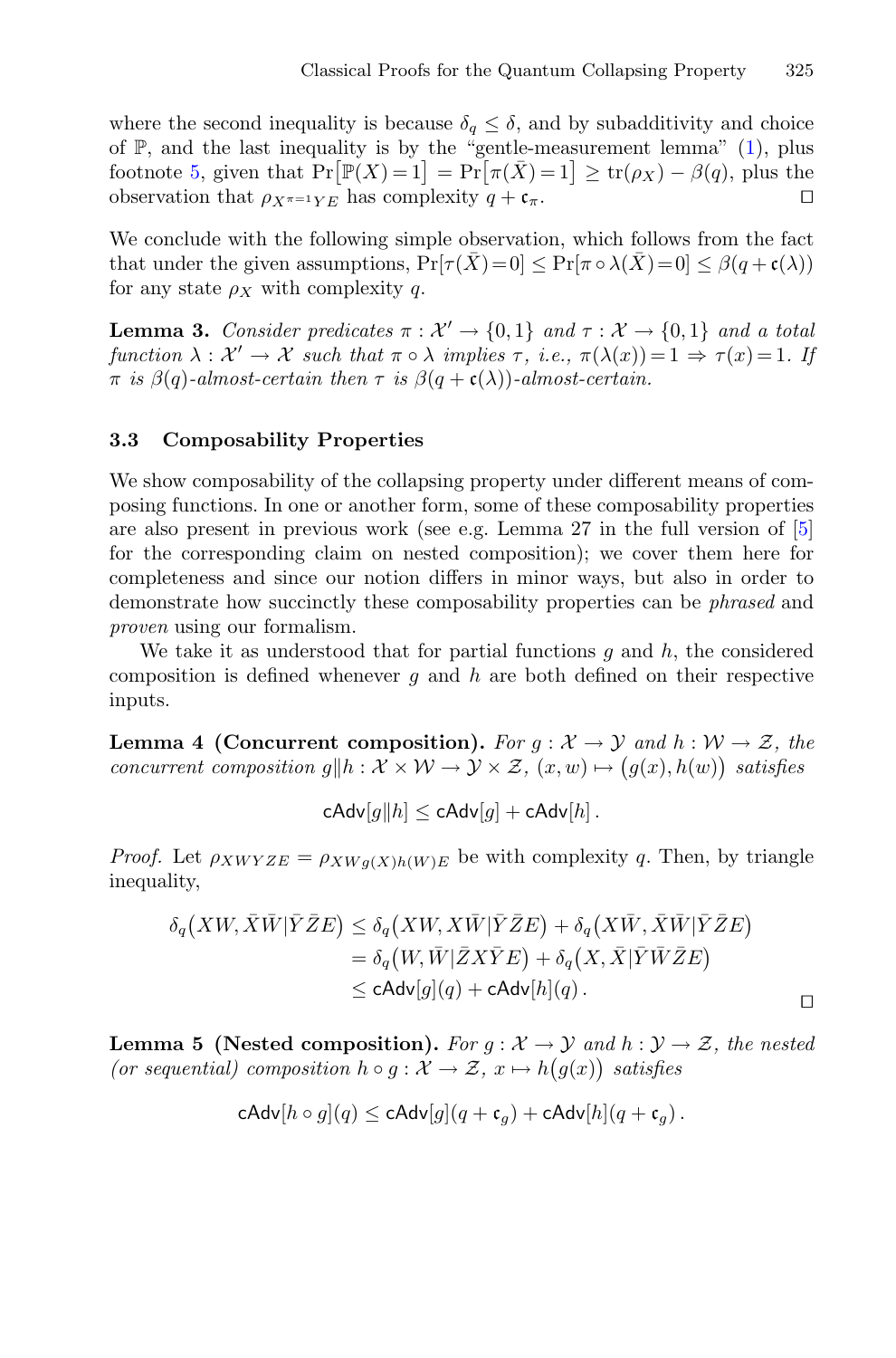where the second inequality is because $\delta_q \leq \delta$, and by subadditivity and choice of $\mathbb{P}$, and the last inequality is by the "gentle-measurement lemma" (1), plus footnote 5, given that $\Pr\big[\mathbb{P}(X)=1\big] = \Pr\big[\pi(\bar{X})=1\big] \geq \operatorname{tr}(\rho_X) - \beta(q)$, plus the observation that $\rho_{X^{\pi=1}YE}$ has complexity $q + \mathfrak{c}_\pi$. ◻

We conclude with the following simple observation, which follows from the fact that under the given assumptions, $\Pr[\tau(\bar{X})=0] \leq \Pr[\pi \circ \lambda(\bar{X})=0] \leq \beta(q + \mathfrak{c}(\lambda))$ for any state $\rho_X$ with complexity $q$.

**Lemma 3.** *Consider predicates $\pi : \mathcal{X}' \to \{0,1\}$ and $\tau : \mathcal{X} \to \{0,1\}$ and a total function $\lambda : \mathcal{X}' \to \mathcal{X}$ such that $\pi \circ \lambda$ implies $\tau$, i.e., $\pi(\lambda(x))=1 \Rightarrow \tau(x)=1$. If $\pi$ is $\beta(q)$-almost-certain then $\tau$ is $\beta(q + \mathfrak{c}(\lambda))$-almost-certain.*

### 3.3 Composability Properties

We show composability of the collapsing property under different means of composing functions. In one or another form, some of these composability properties are also present in previous work (see e.g. Lemma 27 in the full version of [5] for the corresponding claim on nested composition); we cover them here for completeness and since our notion differs in minor ways, but also in order to demonstrate how succinctly these composability properties can be *phrased* and *proven* using our formalism.

We take it as understood that for partial functions $g$ and $h$, the considered composition is defined whenever $g$ and $h$ are both defined on their respective inputs.

**Lemma 4 (Concurrent composition).** *For $g : \mathcal{X} \to \mathcal{Y}$ and $h : \mathcal{W} \to \mathcal{Z}$, the concurrent composition $g\|h : \mathcal{X} \times \mathcal{W} \to \mathcal{Y} \times \mathcal{Z}$, $(x, w) \mapsto \big(g(x), h(w)\big)$ satisfies*

$$\mathsf{cAdv}[g\|h] \leq \mathsf{cAdv}[g] + \mathsf{cAdv}[h]\,.$$

*Proof.* Let $\rho_{XWYZE} = \rho_{XWg(X)h(W)E}$ be with complexity $q$. Then, by triangle inequality,

$$\begin{aligned}
\delta_q\big(XW, \bar{X}\bar{W}|\bar{Y}\bar{Z}E\big) &\leq \delta_q\big(XW, X\bar{W}|\bar{Y}\bar{Z}E\big) + \delta_q\big(X\bar{W}, \bar{X}\bar{W}|\bar{Y}\bar{Z}E\big) \\
&= \delta_q\big(W, \bar{W}|\bar{Z}X\bar{Y}E\big) + \delta_q\big(X, \bar{X}|\bar{Y}\bar{W}\bar{Z}E\big) \\
&\leq \mathsf{cAdv}[g](q) + \mathsf{cAdv}[h](q)\,.
\end{aligned}$$

◻

**Lemma 5 (Nested composition).** *For $g : \mathcal{X} \to \mathcal{Y}$ and $h : \mathcal{Y} \to \mathcal{Z}$, the nested (or sequential) composition $h \circ g : \mathcal{X} \to \mathcal{Z}$, $x \mapsto h\big(g(x)\big)$ satisfies*

$$\mathsf{cAdv}[h \circ g](q) \leq \mathsf{cAdv}[g](q + \mathfrak{c}_g) + \mathsf{cAdv}[h](q + \mathfrak{c}_g)\,.$$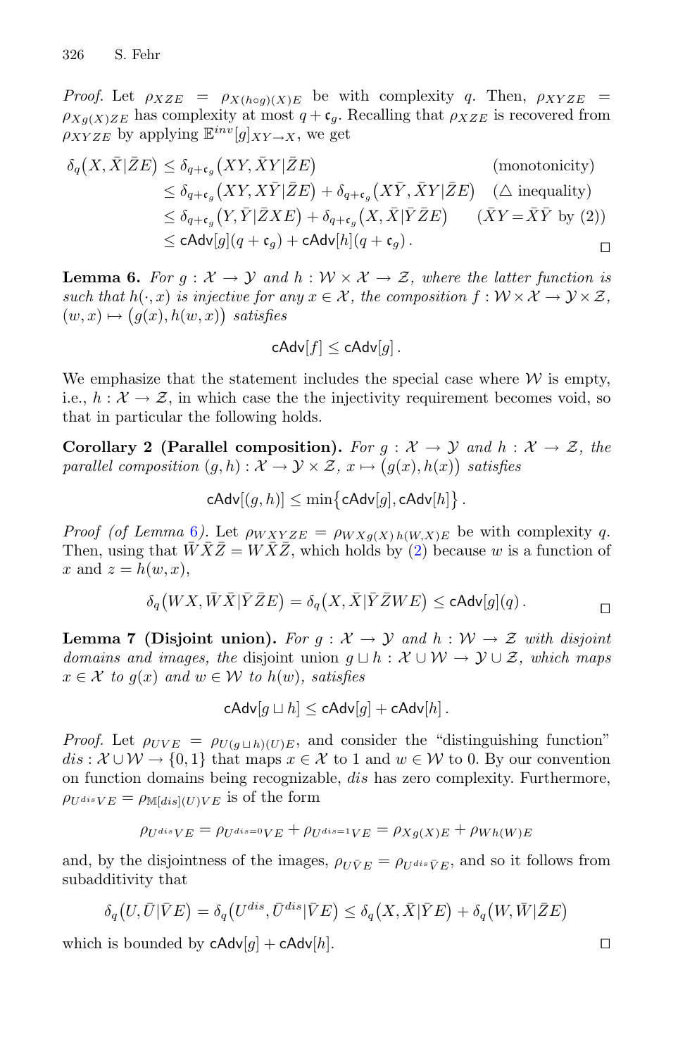*Proof.* Let $\rho_{XZE} = \rho_{X(h\circ g)(X)E}$ be with complexity $q$. Then, $\rho_{XYZE} = \rho_{Xg(X)ZE}$ has complexity at most $q + \mathfrak{c}_g$. Recalling that $\rho_{XZE}$ is recovered from $\rho_{XYZE}$ by applying $\mathbb{E}^{inv}[g]_{XY\to X}$, we get

$$
\begin{aligned}
\delta_q\big(X, \bar{X}|\bar{Z}E\big) &\leq \delta_{q+\mathfrak{c}_g}\big(XY, \bar{X}Y|\bar{Z}E\big) && \text{(monotonicity)}\\
&\leq \delta_{q+\mathfrak{c}_g}\big(XY, X\bar{Y}|\bar{Z}E\big) + \delta_{q+\mathfrak{c}_g}\big(X\bar{Y}, \bar{X}Y|\bar{Z}E\big) && (\triangle \text{ inequality})\\
&\leq \delta_{q+\mathfrak{c}_g}\big(Y, \bar{Y}|\bar{Z}XE\big) + \delta_{q+\mathfrak{c}_g}\big(X, \bar{X}|\bar{Y}\bar{Z}E\big) && (\bar{X}Y = \bar{X}\bar{Y} \text{ by (2)})\\
&\leq \mathsf{cAdv}[g](q+\mathfrak{c}_g) + \mathsf{cAdv}[h](q+\mathfrak{c}_g)\,.
\end{aligned}
$$

□

**Lemma 6.** *For $g : \mathcal{X} \to \mathcal{Y}$ and $h : \mathcal{W} \times \mathcal{X} \to \mathcal{Z}$, where the latter function is such that $h(\cdot, x)$ is injective for any $x \in \mathcal{X}$, the composition $f : \mathcal{W} \times \mathcal{X} \to \mathcal{Y} \times \mathcal{Z}$, $(w, x) \mapsto \big(g(x), h(w, x)\big)$ satisfies*

$$\mathsf{cAdv}[f] \leq \mathsf{cAdv}[g]\,.$$

We emphasize that the statement includes the special case where $\mathcal{W}$ is empty, i.e., $h : \mathcal{X} \to \mathcal{Z}$, in which case the the injectivity requirement becomes void, so that in particular the following holds.

**Corollary 2 (Parallel composition).** *For $g : \mathcal{X} \to \mathcal{Y}$ and $h : \mathcal{X} \to \mathcal{Z}$, the parallel composition $(g, h) : \mathcal{X} \to \mathcal{Y} \times \mathcal{Z}$, $x \mapsto \big(g(x), h(x)\big)$ satisfies*

$$\mathsf{cAdv}[(g,h)] \leq \min\big\{\mathsf{cAdv}[g], \mathsf{cAdv}[h]\big\}\,.$$

*Proof (of Lemma 6).* Let $\rho_{WXYZE} = \rho_{WXg(X)\,h(W,X)E}$ be with complexity $q$. Then, using that $\bar{W}\bar{X}\bar{Z} = W\bar{X}\bar{Z}$, which holds by (2) because $w$ is a function of $x$ and $z = h(w, x)$,

$$\delta_q\big(WX, \bar{W}\bar{X}|\bar{Y}\bar{Z}E\big) = \delta_q\big(X, \bar{X}|\bar{Y}\bar{Z}WE\big) \leq \mathsf{cAdv}[g](q)\,.$$

□

**Lemma 7 (Disjoint union).** *For $g : \mathcal{X} \to \mathcal{Y}$ and $h : \mathcal{W} \to \mathcal{Z}$ with disjoint domains and images, the* disjoint union *$g \sqcup h : \mathcal{X} \cup \mathcal{W} \to \mathcal{Y} \cup \mathcal{Z}$, which maps $x \in \mathcal{X}$ to $g(x)$ and $w \in \mathcal{W}$ to $h(w)$, satisfies*

$$\mathsf{cAdv}[g \sqcup h] \leq \mathsf{cAdv}[g] + \mathsf{cAdv}[h]\,.$$

*Proof.* Let $\rho_{UVE} = \rho_{U(g\sqcup h)(U)E}$, and consider the "distinguishing function" $dis : \mathcal{X} \cup \mathcal{W} \to \{0, 1\}$ that maps $x \in \mathcal{X}$ to 1 and $w \in \mathcal{W}$ to 0. By our convention on function domains being recognizable, $dis$ has zero complexity. Furthermore, $\rho_{U^{dis}VE} = \rho_{\mathbb{M}[dis](U)VE}$ is of the form

$$\rho_{U^{dis}VE} = \rho_{U^{dis=0}VE} + \rho_{U^{dis=1}VE} = \rho_{Xg(X)E} + \rho_{Wh(W)E}$$

and, by the disjointness of the images, $\rho_{U\bar{V}E} = \rho_{U^{dis}\bar{V}E}$, and so it follows from subadditivity that

$$\delta_q\big(U, \bar{U}|\bar{V}E\big) = \delta_q\big(U^{dis}, \bar{U}^{dis}|\bar{V}E\big) \leq \delta_q\big(X, \bar{X}|\bar{Y}E\big) + \delta_q\big(W, \bar{W}|\bar{Z}E\big)$$

which is bounded by $\mathsf{cAdv}[g] + \mathsf{cAdv}[h]$. □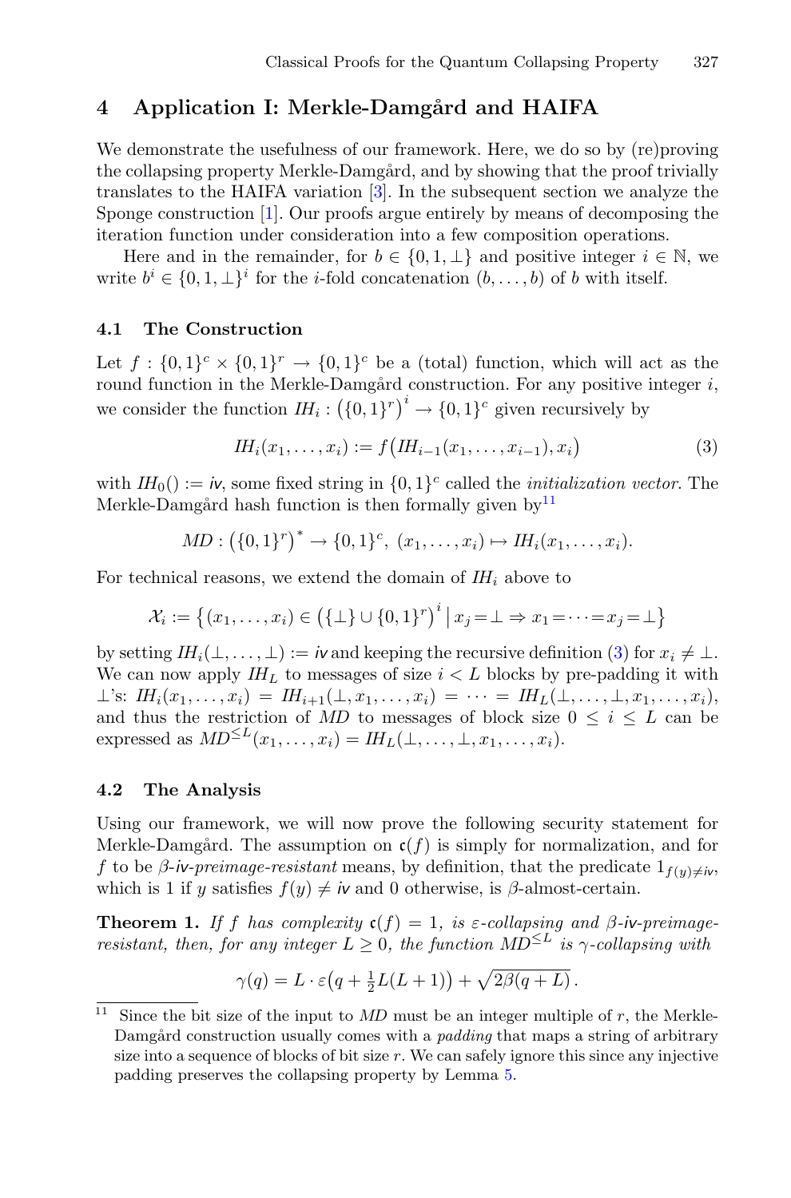## 4 Application I: Merkle-Damgård and HAIFA

We demonstrate the usefulness of our framework. Here, we do so by (re)proving the collapsing property Merkle-Damgård, and by showing that the proof trivially translates to the HAIFA variation [3]. In the subsequent section we analyze the Sponge construction [1]. Our proofs argue entirely by means of decomposing the iteration function under consideration into a few composition operations.

Here and in the remainder, for $b \in \{0,1,\bot\}$ and positive integer $i \in \mathbb{N}$, we write $b^i \in \{0,1,\bot\}^i$ for the $i$-fold concatenation $(b,\dots,b)$ of $b$ with itself.

### 4.1 The Construction

Let $f : \{0,1\}^c \times \{0,1\}^r \to \{0,1\}^c$ be a (total) function, which will act as the round function in the Merkle-Damgård construction. For any positive integer $i$, we consider the function $I\!H_i : \big(\{0,1\}^r\big)^i \to \{0,1\}^c$ given recursively by

$$I\!H_i(x_1,\dots,x_i) := f\big(I\!H_{i-1}(x_1,\dots,x_{i-1}), x_i\big) \tag{3}$$

with $I\!H_0() := \mathit{iv}$, some fixed string in $\{0,1\}^c$ called the *initialization vector*. The Merkle-Damgård hash function is then formally given by[11]

$$MD : \big(\{0,1\}^r\big)^* \to \{0,1\}^c,\ (x_1,\dots,x_i) \mapsto I\!H_i(x_1,\dots,x_i).$$

For technical reasons, we extend the domain of $I\!H_i$ above to

$$\mathcal{X}_i := \big\{(x_1,\dots,x_i) \in \big(\{\bot\} \cup \{0,1\}^r\big)^i \,\big|\, x_j = \bot \Rightarrow x_1 = \dots = x_j = \bot\big\}$$

by setting $I\!H_i(\bot,\dots,\bot) := \mathit{iv}$ and keeping the recursive definition (3) for $x_i \neq \bot$. We can now apply $I\!H_L$ to messages of size $i < L$ blocks by pre-padding it with $\bot$'s: $I\!H_i(x_1,\dots,x_i) = I\!H_{i+1}(\bot,x_1,\dots,x_i) = \dots = I\!H_L(\bot,\dots,\bot,x_1,\dots,x_i)$, and thus the restriction of $MD$ to messages of block size $0 \le i \le L$ can be expressed as $MD^{\le L}(x_1,\dots,x_i) = I\!H_L(\bot,\dots,\bot,x_1,\dots,x_i)$.

### 4.2 The Analysis

Using our framework, we will now prove the following security statement for Merkle-Damgård. The assumption on $\mathfrak{c}(f)$ is simply for normalization, and for $f$ to be $\beta$-$\mathit{iv}$-*preimage-resistant* means, by definition, that the predicate $1_{f(y)\neq \mathit{iv}}$, which is 1 if $y$ satisfies $f(y) \neq \mathit{iv}$ and 0 otherwise, is $\beta$-almost-certain.

**Theorem 1.** *If $f$ has complexity $\mathfrak{c}(f) = 1$, is $\varepsilon$-collapsing and $\beta$-$\mathit{iv}$-preimage-resistant, then, for any integer $L \ge 0$, the function $MD^{\le L}$ is $\gamma$-collapsing with*

$$\gamma(q) = L \cdot \varepsilon\big(q + \tfrac{1}{2}L(L+1)\big) + \sqrt{2\beta(q+L)}\,.$$

[11] Since the bit size of the input to $MD$ must be an integer multiple of $r$, the Merkle-Damgård construction usually comes with a *padding* that maps a string of arbitrary size into a sequence of blocks of bit size $r$. We can safely ignore this since any injective padding preserves the collapsing property by Lemma 5.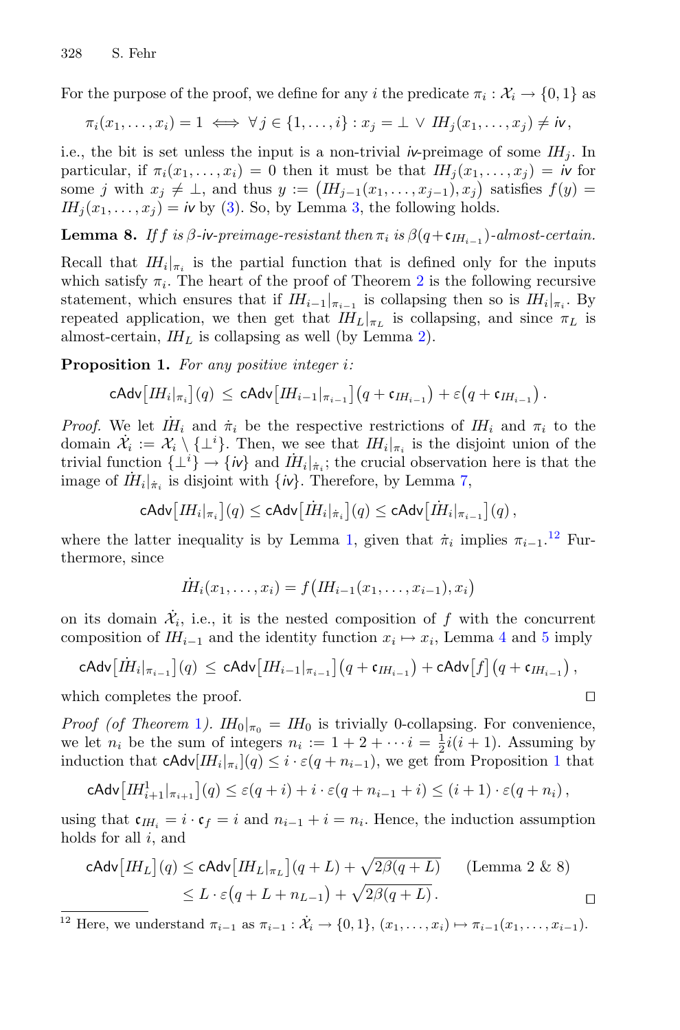For the purpose of the proof, we define for any $i$ the predicate $\pi_i : \mathcal{X}_i \to \{0,1\}$ as

$$\pi_i(x_1,\ldots,x_i) = 1 \iff \forall\, j \in \{1,\ldots,i\} : x_j = \bot \,\vee\, I\!H_j(x_1,\ldots,x_j) \neq \mathit{iv}\,,$$

i.e., the bit is set unless the input is a non-trivial $\mathit{iv}$-preimage of some $I\!H_j$. In particular, if $\pi_i(x_1,\ldots,x_i) = 0$ then it must be that $I\!H_j(x_1,\ldots,x_j) = \mathit{iv}$ for some $j$ with $x_j \neq \bot$, and thus $y := \big(I\!H_{j-1}(x_1,\ldots,x_{j-1}), x_j\big)$ satisfies $f(y) = I\!H_j(x_1,\ldots,x_j) = \mathit{iv}$ by (3). So, by Lemma 3, the following holds.

**Lemma 8.** *If $f$ is $\beta$-$\mathit{iv}$-preimage-resistant then $\pi_i$ is $\beta(q+\mathfrak{c}_{I\!H_{i-1}})$-almost-certain.*

Recall that $I\!H_i|_{\pi_i}$ is the partial function that is defined only for the inputs which satisfy $\pi_i$. The heart of the proof of Theorem 2 is the following recursive statement, which ensures that if $I\!H_{i-1}|_{\pi_{i-1}}$ is collapsing then so is $I\!H_i|_{\pi_i}$. By repeated application, we then get that $I\!H_L|_{\pi_L}$ is collapsing, and since $\pi_L$ is almost-certain, $I\!H_L$ is collapsing as well (by Lemma 2).

**Proposition 1.** *For any positive integer $i$:*

$$\mathsf{cAdv}\big[I\!H_i|_{\pi_i}\big](q) \,\leq\, \mathsf{cAdv}\big[I\!H_{i-1}|_{\pi_{i-1}}\big]\big(q+\mathfrak{c}_{I\!H_{i-1}}\big) + \varepsilon\big(q+\mathfrak{c}_{I\!H_{i-1}}\big)\,.$$

*Proof.* We let $\dot{I\!H}_i$ and $\dot{\pi}_i$ be the respective restrictions of $I\!H_i$ and $\pi_i$ to the domain $\dot{\mathcal{X}}_i := \mathcal{X}_i \setminus \{\bot^i\}$. Then, we see that $I\!H_i|_{\pi_i}$ is the disjoint union of the trivial function $\{\bot^i\} \to \{\mathit{iv}\}$ and $\dot{I\!H}_i|_{\dot{\pi}_i}$; the crucial observation here is that the image of $\dot{I\!H}_i|_{\dot{\pi}_i}$ is disjoint with $\{\mathit{iv}\}$. Therefore, by Lemma 7,

$$\mathsf{cAdv}\big[I\!H_i|_{\pi_i}\big](q) \leq \mathsf{cAdv}\big[\dot{I\!H}_i|_{\dot{\pi}_i}\big](q) \leq \mathsf{cAdv}\big[\dot{I\!H}_i|_{\pi_{i-1}}\big](q)\,,$$

where the latter inequality is by Lemma 1, given that $\dot{\pi}_i$ implies $\pi_{i-1}$.[12] Furthermore, since

$$\dot{I\!H}_i(x_1,\ldots,x_i) = f\big(I\!H_{i-1}(x_1,\ldots,x_{i-1}), x_i\big)$$

on its domain $\dot{\mathcal{X}}_i$, i.e., it is the nested composition of $f$ with the concurrent composition of $I\!H_{i-1}$ and the identity function $x_i \mapsto x_i$, Lemma 4 and 5 imply

$$\mathsf{cAdv}\big[\dot{I\!H}_i|_{\pi_{i-1}}\big](q) \,\leq\, \mathsf{cAdv}\big[I\!H_{i-1}|_{\pi_{i-1}}\big]\big(q+\mathfrak{c}_{I\!H_{i-1}}\big) + \mathsf{cAdv}\big[f\big]\big(q+\mathfrak{c}_{I\!H_{i-1}}\big)\,,$$

which completes the proof. ◻

*Proof (of Theorem 1).* $I\!H_0|_{\pi_0} = I\!H_0$ is trivially 0-collapsing. For convenience, we let $n_i$ be the sum of integers $n_i := 1+2+\cdots i = \frac{1}{2}i(i+1)$. Assuming by induction that $\mathsf{cAdv}[I\!H_i|_{\pi_i}](q) \leq i\cdot\varepsilon(q+n_{i-1})$, we get from Proposition 1 that

$$\mathsf{cAdv}\big[I\!H^1_{i+1}|_{\pi_{i+1}}\big](q) \leq \varepsilon(q+i) + i\cdot\varepsilon(q+n_{i-1}+i) \leq (i+1)\cdot\varepsilon(q+n_i)\,,$$

using that $\mathfrak{c}_{I\!H_i} = i\cdot\mathfrak{c}_f = i$ and $n_{i-1}+i = n_i$. Hence, the induction assumption holds for all $i$, and

$$\begin{aligned}
\mathsf{cAdv}\big[I\!H_L\big](q) &\leq \mathsf{cAdv}\big[I\!H_L|_{\pi_L}\big](q+L) + \sqrt{2\beta(q+L)} \qquad \text{(Lemma 2 \& 8)}\\
&\leq L\cdot\varepsilon\big(q+L+n_{L-1}\big) + \sqrt{2\beta(q+L)}\,.
\end{aligned}$$

◻

[12] Here, we understand $\pi_{i-1}$ as $\pi_{i-1} : \dot{\mathcal{X}}_i \to \{0,1\}$, $(x_1,\ldots,x_i) \mapsto \pi_{i-1}(x_1,\ldots,x_{i-1})$.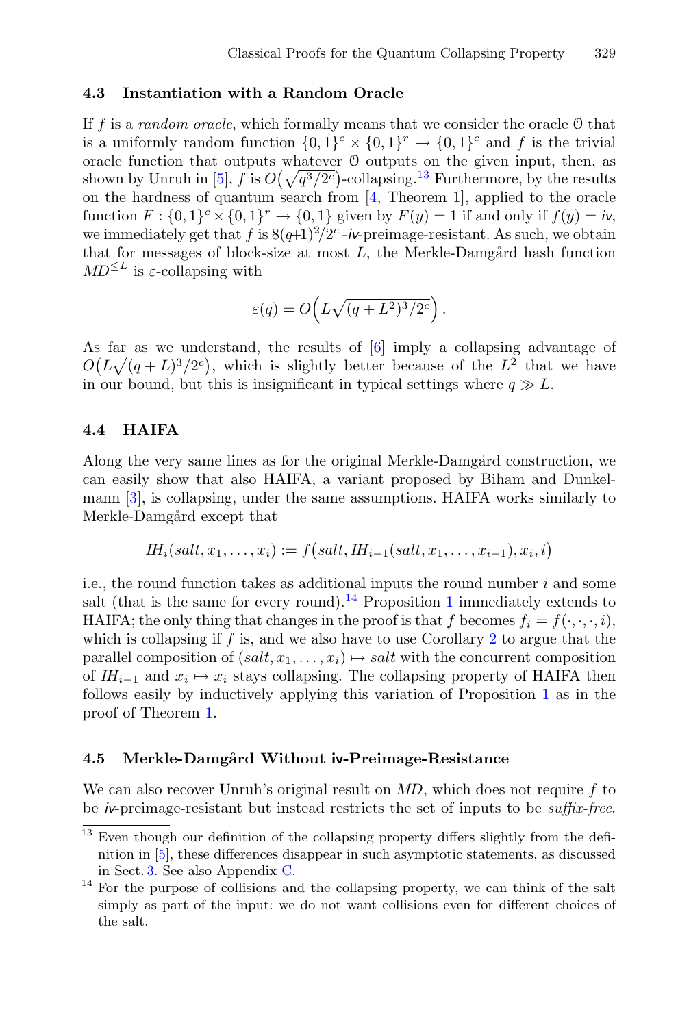### 4.3 Instantiation with a Random Oracle

If $f$ is a *random oracle*, which formally means that we consider the oracle $\mathcal{O}$ that is a uniformly random function $\{0,1\}^c \times \{0,1\}^r \to \{0,1\}^c$ and $f$ is the trivial oracle function that outputs whatever $\mathcal{O}$ outputs on the given input, then, as shown by Unruh in [5], $f$ is $O\big(\sqrt{q^3/2^c}\big)$-collapsing.[13] Furthermore, by the results on the hardness of quantum search from [4, Theorem 1], applied to the oracle function $F : \{0,1\}^c \times \{0,1\}^r \to \{0,1\}$ given by $F(y) = 1$ if and only if $f(y) = \mathsf{iv}$, we immediately get that $f$ is $8(q+1)^2/2^c$-$\mathsf{iv}$-preimage-resistant. As such, we obtain that for messages of block-size at most $L$, the Merkle-Damgård hash function $MD^{\leq L}$ is $\varepsilon$-collapsing with

$$\varepsilon(q) = O\Big(L\sqrt{(q+L^2)^3/2^c}\Big).$$

As far as we understand, the results of [6] imply a collapsing advantage of $O\big(L\sqrt{(q+L)^3/2^c}\big)$, which is slightly better because of the $L^2$ that we have in our bound, but this is insignificant in typical settings where $q \gg L$.

### 4.4 HAIFA

Along the very same lines as for the original Merkle-Damgård construction, we can easily show that also HAIFA, a variant proposed by Biham and Dunkelmann [3], is collapsing, under the same assumptions. HAIFA works similarly to Merkle-Damgård except that

$$IH_i(salt, x_1, \ldots, x_i) := f\big(salt, IH_{i-1}(salt, x_1, \ldots, x_{i-1}), x_i, i\big)$$

i.e., the round function takes as additional inputs the round number $i$ and some salt (that is the same for every round).[14] Proposition 1 immediately extends to HAIFA; the only thing that changes in the proof is that $f$ becomes $f_i = f(\cdot,\cdot,\cdot,i)$, which is collapsing if $f$ is, and we also have to use Corollary 2 to argue that the parallel composition of $(salt, x_1, \ldots, x_i) \mapsto salt$ with the concurrent composition of $IH_{i-1}$ and $x_i \mapsto x_i$ stays collapsing. The collapsing property of HAIFA then follows easily by inductively applying this variation of Proposition 1 as in the proof of Theorem 1.

### 4.5 Merkle-Damgård Without $\mathsf{iv}$-Preimage-Resistance

We can also recover Unruh's original result on $MD$, which does not require $f$ to be $\mathsf{iv}$-preimage-resistant but instead restricts the set of inputs to be *suffix-free*.

[13] Even though our definition of the collapsing property differs slightly from the definition in [5], these differences disappear in such asymptotic statements, as discussed in Sect. 3. See also Appendix C.

[14] For the purpose of collisions and the collapsing property, we can think of the salt simply as part of the input: we do not want collisions even for different choices of the salt.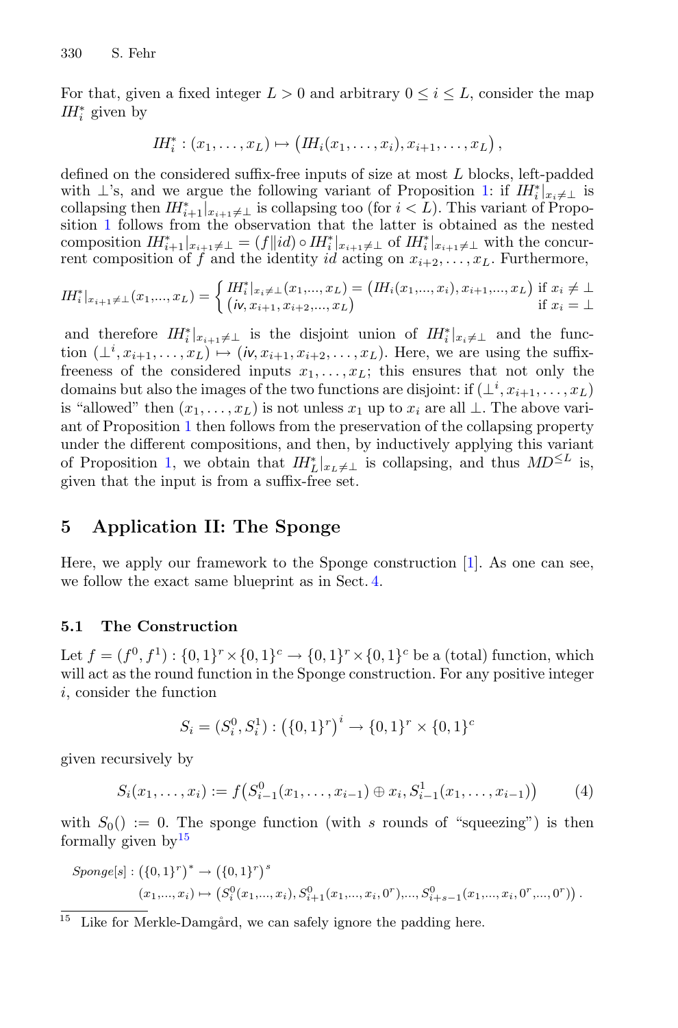For that, given a fixed integer $L > 0$ and arbitrary $0 \leq i \leq L$, consider the map $I\!H_i^*$ given by

$$I\!H_i^* : (x_1, \ldots, x_L) \mapsto \big(I\!H_i(x_1, \ldots, x_i), x_{i+1}, \ldots, x_L\big)\,,$$

defined on the considered suffix-free inputs of size at most $L$ blocks, left-padded with $\perp$'s, and we argue the following variant of Proposition 1: if $I\!H_i^*|_{x_i \neq \perp}$ is collapsing then $I\!H_{i+1}^*|_{x_{i+1} \neq \perp}$ is collapsing too (for $i < L$). This variant of Proposition 1 follows from the observation that the latter is obtained as the nested composition $I\!H_{i+1}^*|_{x_{i+1} \neq \perp} = (f \| id) \circ I\!H_i^*|_{x_{i+1} \neq \perp}$ of $I\!H_i^*|_{x_{i+1} \neq \perp}$ with the concurrent composition of $f$ and the identity $id$ acting on $x_{i+2}, \ldots, x_L$. Furthermore,

$$I\!H_i^*|_{x_{i+1} \neq \perp}(x_1,\ldots,x_L) = \begin{cases} I\!H_i^*|_{x_i \neq \perp}(x_1,\ldots,x_L) = \big(I\!H_i(x_1,\ldots,x_i), x_{i+1},\ldots,x_L\big) & \text{if } x_i \neq \perp \\ \big(iv, x_{i+1}, x_{i+2},\ldots,x_L\big) & \text{if } x_i = \perp \end{cases}$$

and therefore $I\!H_i^*|_{x_{i+1} \neq \perp}$ is the disjoint union of $I\!H_i^*|_{x_i \neq \perp}$ and the function $(\perp^i, x_{i+1}, \ldots, x_L) \mapsto (iv, x_{i+1}, x_{i+2}, \ldots, x_L)$. Here, we are using the suffix-freeness of the considered inputs $x_1, \ldots, x_L$; this ensures that not only the domains but also the images of the two functions are disjoint: if $(\perp^i, x_{i+1}, \ldots, x_L)$ is "allowed" then $(x_1, \ldots, x_L)$ is not unless $x_1$ up to $x_i$ are all $\perp$. The above variant of Proposition 1 then follows from the preservation of the collapsing property under the different compositions, and then, by inductively applying this variant of Proposition 1, we obtain that $I\!H_L^*|_{x_L \neq \perp}$ is collapsing, and thus $MD^{\leq L}$ is, given that the input is from a suffix-free set.

## 5 Application II: The Sponge

Here, we apply our framework to the Sponge construction [1]. As one can see, we follow the exact same blueprint as in Sect. 4.

### 5.1 The Construction

Let $f = (f^0, f^1) : \{0,1\}^r \times \{0,1\}^c \to \{0,1\}^r \times \{0,1\}^c$ be a (total) function, which will act as the round function in the Sponge construction. For any positive integer $i$, consider the function

$$S_i = (S_i^0, S_i^1) : \big(\{0,1\}^r\big)^i \to \{0,1\}^r \times \{0,1\}^c$$

given recursively by

$$S_i(x_1, \ldots, x_i) := f\big(S_{i-1}^0(x_1, \ldots, x_{i-1}) \oplus x_i, S_{i-1}^1(x_1, \ldots, x_{i-1})\big) \tag{4}$$

with $S_0() := 0$. The sponge function (with $s$ rounds of "squeezing") is then formally given by[15]

$$\begin{aligned} &Sponge[s] : \big(\{0,1\}^r\big)^* \to \big(\{0,1\}^r\big)^s \\ &\qquad (x_1,\ldots,x_i) \mapsto \big(S_i^0(x_1,\ldots,x_i), S_{i+1}^0(x_1,\ldots,x_i,0^r),\ldots, S_{i+s-1}^0(x_1,\ldots,x_i,0^r,\ldots,0^r)\big)\,. \end{aligned}$$

[15] Like for Merkle-Damgård, we can safely ignore the padding here.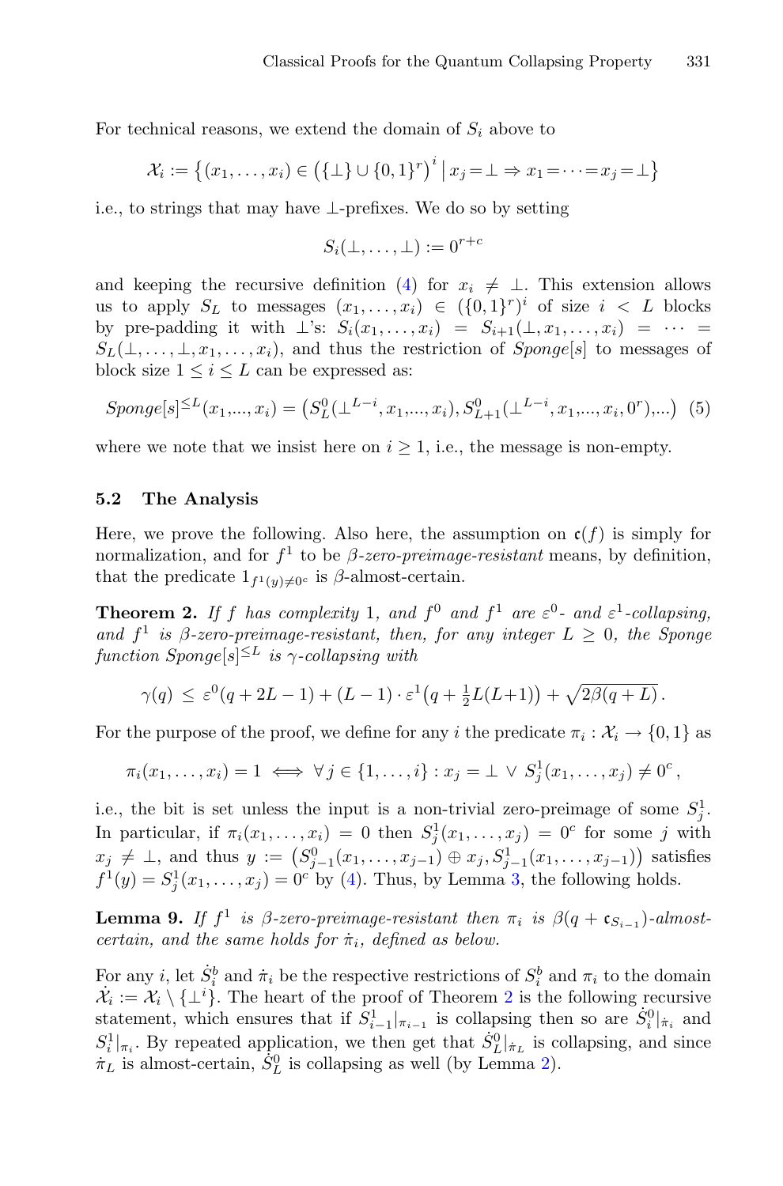For technical reasons, we extend the domain of $S_i$ above to

$$\mathcal{X}_i := \left\{(x_1,\dots,x_i) \in \left(\{\bot\} \cup \{0,1\}^r\right)^i \,\middle|\, x_j = \bot \Rightarrow x_1 = \dots = x_j = \bot\right\}$$

i.e., to strings that may have $\bot$-prefixes. We do so by setting

$$S_i(\bot,\dots,\bot) := 0^{r+c}$$

and keeping the recursive definition (4) for $x_i \neq \bot$. This extension allows us to apply $S_L$ to messages $(x_1,\dots,x_i) \in (\{0,1\}^r)^i$ of size $i < L$ blocks by pre-padding it with $\bot$'s: $S_i(x_1,\dots,x_i) = S_{i+1}(\bot, x_1,\dots,x_i) = \dots = S_L(\bot,\dots,\bot,x_1,\dots,x_i)$, and thus the restriction of *Sponge*$[s]$ to messages of block size $1 \le i \le L$ can be expressed as:

$$\mathit{Sponge}[s]^{\le L}(x_1,\dots,x_i) = \left(S^0_L(\bot^{L-i},x_1,\dots,x_i), S^0_{L+1}(\bot^{L-i},x_1,\dots,x_i,0^r),\dots\right) \quad (5)$$

where we note that we insist here on $i \ge 1$, i.e., the message is non-empty.

## 5.2 The Analysis

Here, we prove the following. Also here, the assumption on $\mathfrak{c}(f)$ is simply for normalization, and for $f^1$ to be *$\beta$-zero-preimage-resistant* means, by definition, that the predicate $1_{f^1(y)\neq 0^c}$ is $\beta$-almost-certain.

**Theorem 2.** *If $f$ has complexity 1, and $f^0$ and $f^1$ are $\varepsilon^0$- and $\varepsilon^1$-collapsing, and $f^1$ is $\beta$-zero-preimage-resistant, then, for any integer $L \ge 0$, the Sponge function Sponge$[s]^{\le L}$ is $\gamma$-collapsing with*

$$\gamma(q) \le \varepsilon^0(q + 2L - 1) + (L-1)\cdot\varepsilon^1\left(q + \tfrac{1}{2}L(L+1)\right) + \sqrt{2\beta(q+L)}\,.$$

For the purpose of the proof, we define for any $i$ the predicate $\pi_i : \mathcal{X}_i \to \{0,1\}$ as

$$\pi_i(x_1,\dots,x_i) = 1 \iff \forall\, j \in \{1,\dots,i\} : x_j = \bot \,\vee\, S^1_j(x_1,\dots,x_j) \neq 0^c\,,$$

i.e., the bit is set unless the input is a non-trivial zero-preimage of some $S^1_j$. In particular, if $\pi_i(x_1,\dots,x_i) = 0$ then $S^1_j(x_1,\dots,x_j) = 0^c$ for some $j$ with $x_j \neq \bot$, and thus $y := \left(S^0_{j-1}(x_1,\dots,x_{j-1}) \oplus x_j, S^1_{j-1}(x_1,\dots,x_{j-1})\right)$ satisfies $f^1(y) = S^1_j(x_1,\dots,x_j) = 0^c$ by (4). Thus, by Lemma 3, the following holds.

**Lemma 9.** *If $f^1$ is $\beta$-zero-preimage-resistant then $\pi_i$ is $\beta(q + \mathfrak{c}_{S_{i-1}})$-almost-certain, and the same holds for $\dot\pi_i$, defined as below.*

For any $i$, let $\dot S^b_i$ and $\dot\pi_i$ be the respective restrictions of $S^b_i$ and $\pi_i$ to the domain $\dot{\mathcal{X}}_i := \mathcal{X}_i \setminus \{\bot^i\}$. The heart of the proof of Theorem 2 is the following recursive statement, which ensures that if $S^1_{i-1}|_{\pi_{i-1}}$ is collapsing then so are $\dot S^0_i|_{\dot\pi_i}$ and $S^1_i|_{\pi_i}$. By repeated application, we then get that $\dot S^0_L|_{\dot\pi_L}$ is collapsing, and since $\dot\pi_L$ is almost-certain, $\dot S^0_L$ is collapsing as well (by Lemma 2).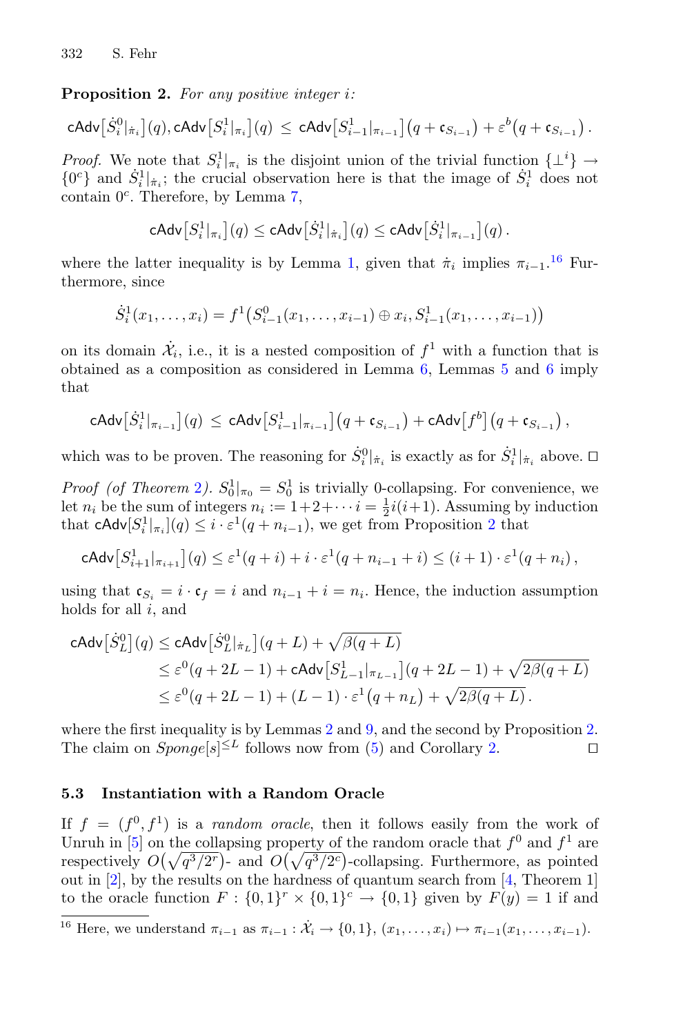**Proposition 2.** *For any positive integer $i$:*

$$\mathsf{cAdv}\big[\dot{S}_i^0|_{\dot\pi_i}\big](q), \mathsf{cAdv}\big[S_i^1|_{\pi_i}\big](q) \;\leq\; \mathsf{cAdv}\big[S_{i-1}^1|_{\pi_{i-1}}\big]\big(q + \mathfrak{c}_{S_{i-1}}\big) + \varepsilon^b\big(q + \mathfrak{c}_{S_{i-1}}\big)\,.$$

*Proof.* We note that $S_i^1|_{\pi_i}$ is the disjoint union of the trivial function $\{\perp^i\} \to \{0^c\}$ and $\dot{S}_i^1|_{\dot\pi_i}$; the crucial observation here is that the image of $\dot{S}_i^1$ does not contain $0^c$. Therefore, by Lemma 7,

$$\mathsf{cAdv}\big[S_i^1|_{\pi_i}\big](q) \leq \mathsf{cAdv}\big[\dot{S}_i^1|_{\dot\pi_i}\big](q) \leq \mathsf{cAdv}\big[\dot{S}_i^1|_{\pi_{i-1}}\big](q)\,.$$

where the latter inequality is by Lemma 1, given that $\dot\pi_i$ implies $\pi_{i-1}$.[16] Furthermore, since

$$\dot{S}_i^1(x_1,\ldots,x_i) = f^1\big(S_{i-1}^0(x_1,\ldots,x_{i-1}) \oplus x_i, S_{i-1}^1(x_1,\ldots,x_{i-1})\big)$$

on its domain $\dot{\mathcal{X}}_i$, i.e., it is a nested composition of $f^1$ with a function that is obtained as a composition as considered in Lemma 6, Lemmas 5 and 6 imply that

$$\mathsf{cAdv}\big[\dot{S}_i^1|_{\pi_{i-1}}\big](q) \;\leq\; \mathsf{cAdv}\big[S_{i-1}^1|_{\pi_{i-1}}\big]\big(q + \mathfrak{c}_{S_{i-1}}\big) + \mathsf{cAdv}\big[f^b\big]\big(q + \mathfrak{c}_{S_{i-1}}\big)\,,$$

which was to be proven. The reasoning for $\dot{S}_i^0|_{\dot\pi_i}$ is exactly as for $\dot{S}_i^1|_{\dot\pi_i}$ above. □

*Proof (of Theorem 2).* $S_0^1|_{\pi_0} = S_0^1$ is trivially 0-collapsing. For convenience, we let $n_i$ be the sum of integers $n_i := 1+2+\cdots i = \frac{1}{2}i(i+1)$. Assuming by induction that $\mathsf{cAdv}[S_i^1|_{\pi_i}](q) \leq i \cdot \varepsilon^1(q + n_{i-1})$, we get from Proposition 2 that

$$\mathsf{cAdv}\big[S_{i+1}^1|_{\pi_{i+1}}\big](q) \leq \varepsilon^1(q+i) + i\cdot\varepsilon^1(q + n_{i-1} + i) \leq (i+1)\cdot\varepsilon^1(q+n_i)\,,$$

using that $\mathfrak{c}_{S_i} = i \cdot \mathfrak{c}_f = i$ and $n_{i-1} + i = n_i$. Hence, the induction assumption holds for all $i$, and

$$\begin{aligned}
\mathsf{cAdv}\big[\dot{S}_L^0\big](q) &\leq \mathsf{cAdv}\big[\dot{S}_L^0|_{\dot\pi_L}\big](q+L) + \sqrt{\beta(q+L)}\\
&\leq \varepsilon^0(q+2L-1) + \mathsf{cAdv}\big[S_{L-1}^1|_{\pi_{L-1}}\big](q+2L-1) + \sqrt{2\beta(q+L)}\\
&\leq \varepsilon^0(q+2L-1) + (L-1)\cdot\varepsilon^1\big(q+n_L\big) + \sqrt{2\beta(q+L)}\,.
\end{aligned}$$

where the first inequality is by Lemmas 2 and 9, and the second by Proposition 2. The claim on $\mathit{Sponge}[s]^{\leq L}$ follows now from (5) and Corollary 2. □

### 5.3 Instantiation with a Random Oracle

If $f = (f^0, f^1)$ is a *random oracle*, then it follows easily from the work of Unruh in [5] on the collapsing property of the random oracle that $f^0$ and $f^1$ are respectively $O\big(\sqrt{q^3/2^r}\big)$- and $O\big(\sqrt{q^3/2^c}\big)$-collapsing. Furthermore, as pointed out in [2], by the results on the hardness of quantum search from [4, Theorem 1] to the oracle function $F : \{0,1\}^r \times \{0,1\}^c \to \{0,1\}$ given by $F(y) = 1$ if and

[16] Here, we understand $\pi_{i-1}$ as $\pi_{i-1} : \dot{\mathcal{X}}_i \to \{0,1\}$, $(x_1,\ldots,x_i) \mapsto \pi_{i-1}(x_1,\ldots,x_{i-1})$.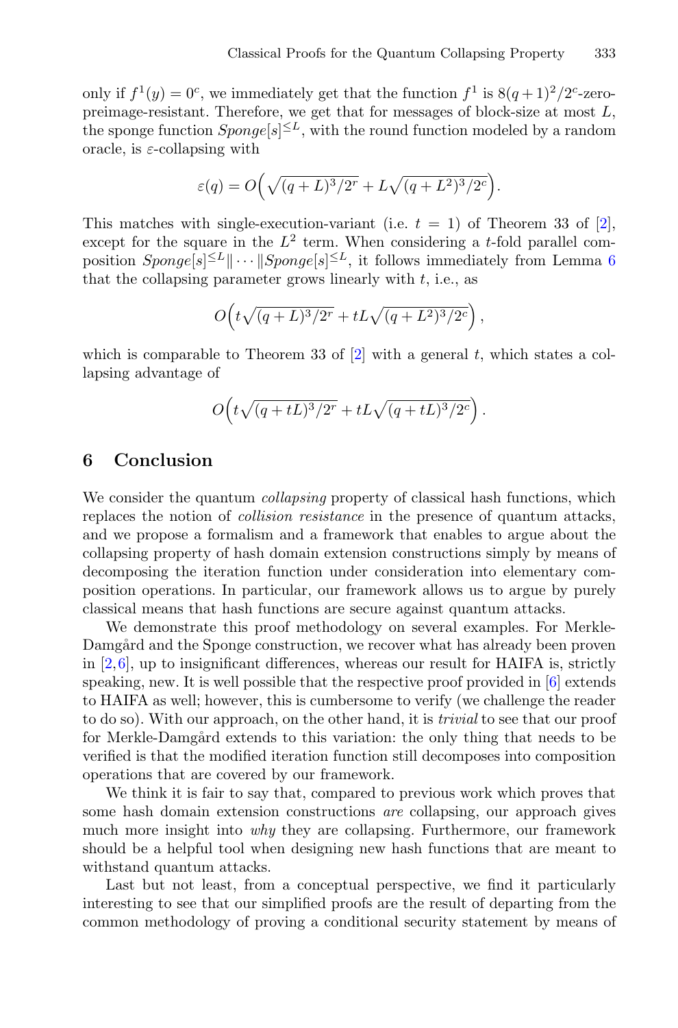only if $f^1(y) = 0^c$, we immediately get that the function $f^1$ is $8(q+1)^2/2^c$-zero-preimage-resistant. Therefore, we get that for messages of block-size at most $L$, the sponge function $Sponge[s]^{\leq L}$, with the round function modeled by a random oracle, is $\varepsilon$-collapsing with

$$\varepsilon(q) = O\Big(\sqrt{(q+L)^3/2^r} + L\sqrt{(q+L^2)^3/2^c}\Big).$$

This matches with single-execution-variant (i.e. $t = 1$) of Theorem 33 of [2], except for the square in the $L^2$ term. When considering a $t$-fold parallel composition $Sponge[s]^{\leq L}\|\cdots\|Sponge[s]^{\leq L}$, it follows immediately from Lemma 6 that the collapsing parameter grows linearly with $t$, i.e., as

$$O\Big(t\sqrt{(q+L)^3/2^r} + tL\sqrt{(q+L^2)^3/2^c}\Big),$$

which is comparable to Theorem 33 of [2] with a general $t$, which states a collapsing advantage of

$$O\Big(t\sqrt{(q+tL)^3/2^r} + tL\sqrt{(q+tL)^3/2^c}\Big).$$

## 6 Conclusion

We consider the quantum *collapsing* property of classical hash functions, which replaces the notion of *collision resistance* in the presence of quantum attacks, and we propose a formalism and a framework that enables to argue about the collapsing property of hash domain extension constructions simply by means of decomposing the iteration function under consideration into elementary composition operations. In particular, our framework allows us to argue by purely classical means that hash functions are secure against quantum attacks.

We demonstrate this proof methodology on several examples. For Merkle-Damgård and the Sponge construction, we recover what has already been proven in [2,6], up to insignificant differences, whereas our result for HAIFA is, strictly speaking, new. It is well possible that the respective proof provided in [6] extends to HAIFA as well; however, this is cumbersome to verify (we challenge the reader to do so). With our approach, on the other hand, it is *trivial* to see that our proof for Merkle-Damgård extends to this variation: the only thing that needs to be verified is that the modified iteration function still decomposes into composition operations that are covered by our framework.

We think it is fair to say that, compared to previous work which proves that some hash domain extension constructions *are* collapsing, our approach gives much more insight into *why* they are collapsing. Furthermore, our framework should be a helpful tool when designing new hash functions that are meant to withstand quantum attacks.

Last but not least, from a conceptual perspective, we find it particularly interesting to see that our simplified proofs are the result of departing from the common methodology of proving a conditional security statement by means of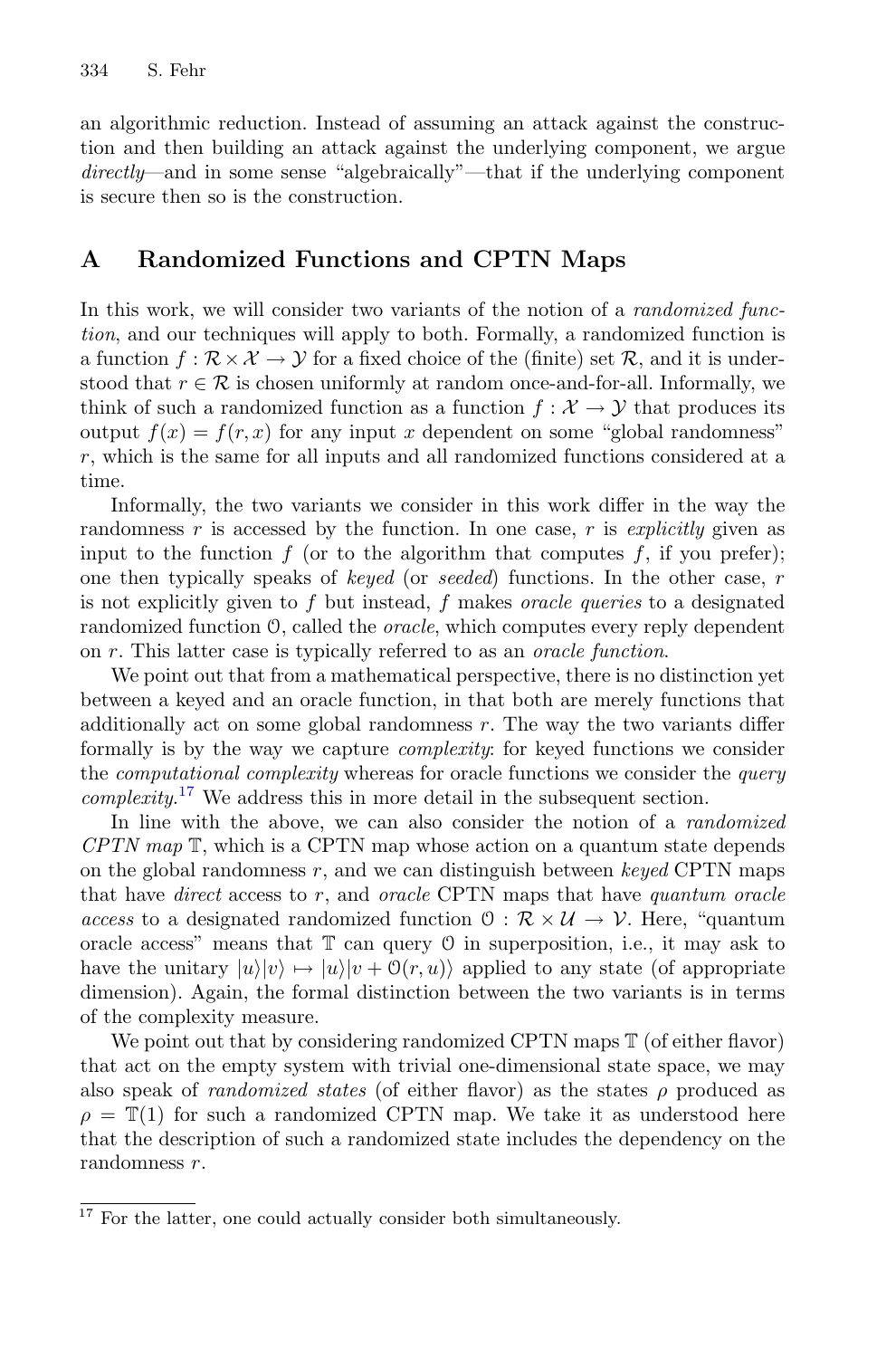an algorithmic reduction. Instead of assuming an attack against the construction and then building an attack against the underlying component, we argue *directly*—and in some sense "algebraically"—that if the underlying component is secure then so is the construction.

## A Randomized Functions and CPTN Maps

In this work, we will consider two variants of the notion of a *randomized function*, and our techniques will apply to both. Formally, a randomized function is a function $f : \mathcal{R} \times \mathcal{X} \to \mathcal{Y}$ for a fixed choice of the (finite) set $\mathcal{R}$, and it is understood that $r \in \mathcal{R}$ is chosen uniformly at random once-and-for-all. Informally, we think of such a randomized function as a function $f : \mathcal{X} \to \mathcal{Y}$ that produces its output $f(x) = f(r, x)$ for any input $x$ dependent on some "global randomness" $r$, which is the same for all inputs and all randomized functions considered at a time.

Informally, the two variants we consider in this work differ in the way the randomness $r$ is accessed by the function. In one case, $r$ is *explicitly* given as input to the function $f$ (or to the algorithm that computes $f$, if you prefer); one then typically speaks of *keyed* (or *seeded*) functions. In the other case, $r$ is not explicitly given to $f$ but instead, $f$ makes *oracle queries* to a designated randomized function $\mathcal{O}$, called the *oracle*, which computes every reply dependent on $r$. This latter case is typically referred to as an *oracle function*.

We point out that from a mathematical perspective, there is no distinction yet between a keyed and an oracle function, in that both are merely functions that additionally act on some global randomness $r$. The way the two variants differ formally is by the way we capture *complexity*: for keyed functions we consider the *computational complexity* whereas for oracle functions we consider the *query complexity*.[17] We address this in more detail in the subsequent section.

In line with the above, we can also consider the notion of a *randomized CPTN map* $\mathbb{T}$, which is a CPTN map whose action on a quantum state depends on the global randomness $r$, and we can distinguish between *keyed* CPTN maps that have *direct* access to $r$, and *oracle* CPTN maps that have *quantum oracle access* to a designated randomized function $\mathcal{O} : \mathcal{R} \times \mathcal{U} \to \mathcal{V}$. Here, "quantum oracle access" means that $\mathbb{T}$ can query $\mathcal{O}$ in superposition, i.e., it may ask to have the unitary $|u\rangle|v\rangle \mapsto |u\rangle|v + \mathcal{O}(r, u)\rangle$ applied to any state (of appropriate dimension). Again, the formal distinction between the two variants is in terms of the complexity measure.

We point out that by considering randomized CPTN maps $\mathbb{T}$ (of either flavor) that act on the empty system with trivial one-dimensional state space, we may also speak of *randomized states* (of either flavor) as the states $\rho$ produced as $\rho = \mathbb{T}(1)$ for such a randomized CPTN map. We take it as understood here that the description of such a randomized state includes the dependency on the randomness $r$.

[17] For the latter, one could actually consider both simultaneously.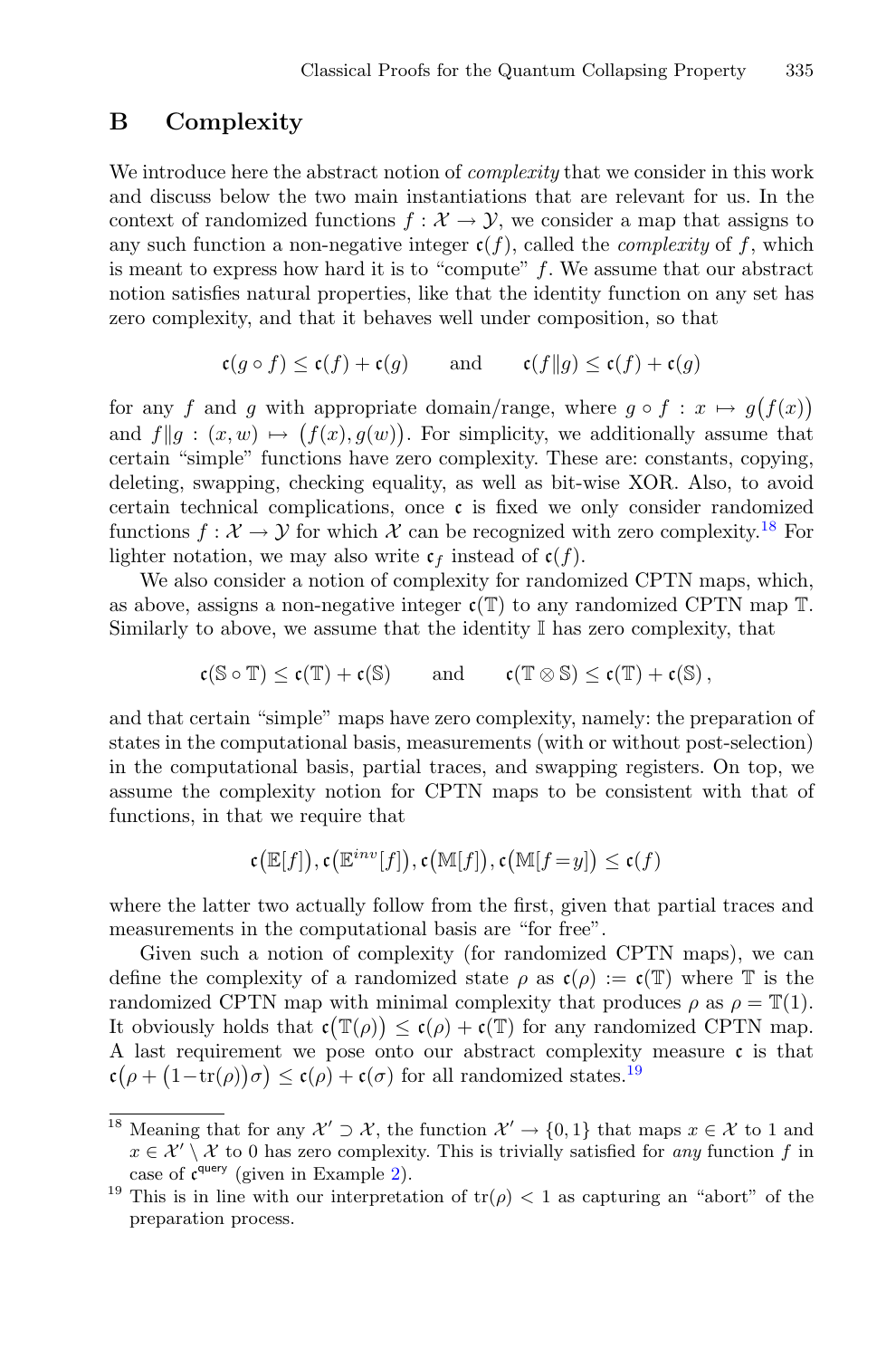## B Complexity

We introduce here the abstract notion of *complexity* that we consider in this work and discuss below the two main instantiations that are relevant for us. In the context of randomized functions $f : \mathcal{X} \to \mathcal{Y}$, we consider a map that assigns to any such function a non-negative integer $\mathfrak{c}(f)$, called the *complexity* of $f$, which is meant to express how hard it is to "compute" $f$. We assume that our abstract notion satisfies natural properties, like that the identity function on any set has zero complexity, and that it behaves well under composition, so that

$$\mathfrak{c}(g \circ f) \le \mathfrak{c}(f) + \mathfrak{c}(g) \qquad \text{and} \qquad \mathfrak{c}(f \| g) \le \mathfrak{c}(f) + \mathfrak{c}(g)$$

for any $f$ and $g$ with appropriate domain/range, where $g \circ f : x \mapsto g\big(f(x)\big)$ and $f \| g : (x, w) \mapsto \big(f(x), g(w)\big)$. For simplicity, we additionally assume that certain "simple" functions have zero complexity. These are: constants, copying, deleting, swapping, checking equality, as well as bit-wise XOR. Also, to avoid certain technical complications, once $\mathfrak{c}$ is fixed we only consider randomized functions $f : \mathcal{X} \to \mathcal{Y}$ for which $\mathcal{X}$ can be recognized with zero complexity.[18] For lighter notation, we may also write $\mathfrak{c}_f$ instead of $\mathfrak{c}(f)$.

We also consider a notion of complexity for randomized CPTN maps, which, as above, assigns a non-negative integer $\mathfrak{c}(\mathbb{T})$ to any randomized CPTN map $\mathbb{T}$. Similarly to above, we assume that the identity $\mathbb{I}$ has zero complexity, that

$$\mathfrak{c}(\mathbb{S} \circ \mathbb{T}) \le \mathfrak{c}(\mathbb{T}) + \mathfrak{c}(\mathbb{S}) \qquad \text{and} \qquad \mathfrak{c}(\mathbb{T} \otimes \mathbb{S}) \le \mathfrak{c}(\mathbb{T}) + \mathfrak{c}(\mathbb{S}),$$

and that certain "simple" maps have zero complexity, namely: the preparation of states in the computational basis, measurements (with or without post-selection) in the computational basis, partial traces, and swapping registers. On top, we assume the complexity notion for CPTN maps to be consistent with that of functions, in that we require that

$$\mathfrak{c}\big(\mathbb{E}[f]\big), \mathfrak{c}\big(\mathbb{E}^{inv}[f]\big), \mathfrak{c}\big(\mathbb{M}[f]\big), \mathfrak{c}\big(\mathbb{M}[f = y]\big) \le \mathfrak{c}(f)$$

where the latter two actually follow from the first, given that partial traces and measurements in the computational basis are "for free".

Given such a notion of complexity (for randomized CPTN maps), we can define the complexity of a randomized state $\rho$ as $\mathfrak{c}(\rho) := \mathfrak{c}(\mathbb{T})$ where $\mathbb{T}$ is the randomized CPTN map with minimal complexity that produces $\rho$ as $\rho = \mathbb{T}(1)$. It obviously holds that $\mathfrak{c}\big(\mathbb{T}(\rho)\big) \le \mathfrak{c}(\rho) + \mathfrak{c}(\mathbb{T})$ for any randomized CPTN map. A last requirement we pose onto our abstract complexity measure $\mathfrak{c}$ is that $\mathfrak{c}\big(\rho + \big(1 - \mathrm{tr}(\rho)\big)\sigma\big) \le \mathfrak{c}(\rho) + \mathfrak{c}(\sigma)$ for all randomized states.[19]

---

[18] Meaning that for any $\mathcal{X}' \supset \mathcal{X}$, the function $\mathcal{X}' \to \{0, 1\}$ that maps $x \in \mathcal{X}$ to 1 and $x \in \mathcal{X}' \setminus \mathcal{X}$ to 0 has zero complexity. This is trivially satisfied for *any* function $f$ in case of $\mathfrak{c}^{\mathsf{query}}$ (given in Example 2).

[19] This is in line with our interpretation of $\mathrm{tr}(\rho) < 1$ as capturing an "abort" of the preparation process.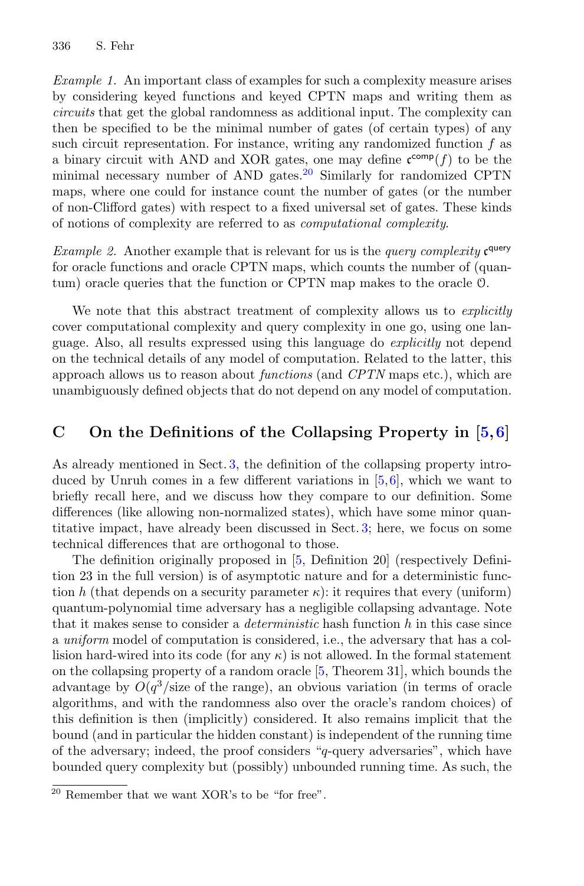*Example 1.* An important class of examples for such a complexity measure arises by considering keyed functions and keyed CPTN maps and writing them as *circuits* that get the global randomness as additional input. The complexity can then be specified to be the minimal number of gates (of certain types) of any such circuit representation. For instance, writing any randomized function $f$ as a binary circuit with AND and XOR gates, one may define $\mathfrak{c}^{\mathsf{comp}}(f)$ to be the minimal necessary number of AND gates.[20] Similarly for randomized CPTN maps, where one could for instance count the number of gates (or the number of non-Clifford gates) with respect to a fixed universal set of gates. These kinds of notions of complexity are referred to as *computational complexity*.

*Example 2.* Another example that is relevant for us is the *query complexity* $\mathfrak{c}^{\mathsf{query}}$ for oracle functions and oracle CPTN maps, which counts the number of (quantum) oracle queries that the function or CPTN map makes to the oracle $\mathcal{O}$.

We note that this abstract treatment of complexity allows us to *explicitly* cover computational complexity and query complexity in one go, using one language. Also, all results expressed using this language do *explicitly* not depend on the technical details of any model of computation. Related to the latter, this approach allows us to reason about *functions* (and *CPTN* maps etc.), which are unambiguously defined objects that do not depend on any model of computation.

## C On the Definitions of the Collapsing Property in [5,6]

As already mentioned in Sect. 3, the definition of the collapsing property introduced by Unruh comes in a few different variations in [5,6], which we want to briefly recall here, and we discuss how they compare to our definition. Some differences (like allowing non-normalized states), which have some minor quantitative impact, have already been discussed in Sect. 3; here, we focus on some technical differences that are orthogonal to those.

The definition originally proposed in [5, Definition 20] (respectively Definition 23 in the full version) is of asymptotic nature and for a deterministic function $h$ (that depends on a security parameter $\kappa$): it requires that every (uniform) quantum-polynomial time adversary has a negligible collapsing advantage. Note that it makes sense to consider a *deterministic* hash function $h$ in this case since a *uniform* model of computation is considered, i.e., the adversary that has a collision hard-wired into its code (for any $\kappa$) is not allowed. In the formal statement on the collapsing property of a random oracle [5, Theorem 31], which bounds the advantage by $O(q^3/\text{size of the range})$, an obvious variation (in terms of oracle algorithms, and with the randomness also over the oracle's random choices) of this definition is then (implicitly) considered. It also remains implicit that the bound (and in particular the hidden constant) is independent of the running time of the adversary; indeed, the proof considers "$q$-query adversaries", which have bounded query complexity but (possibly) unbounded running time. As such, the

[20] Remember that we want XOR's to be "for free".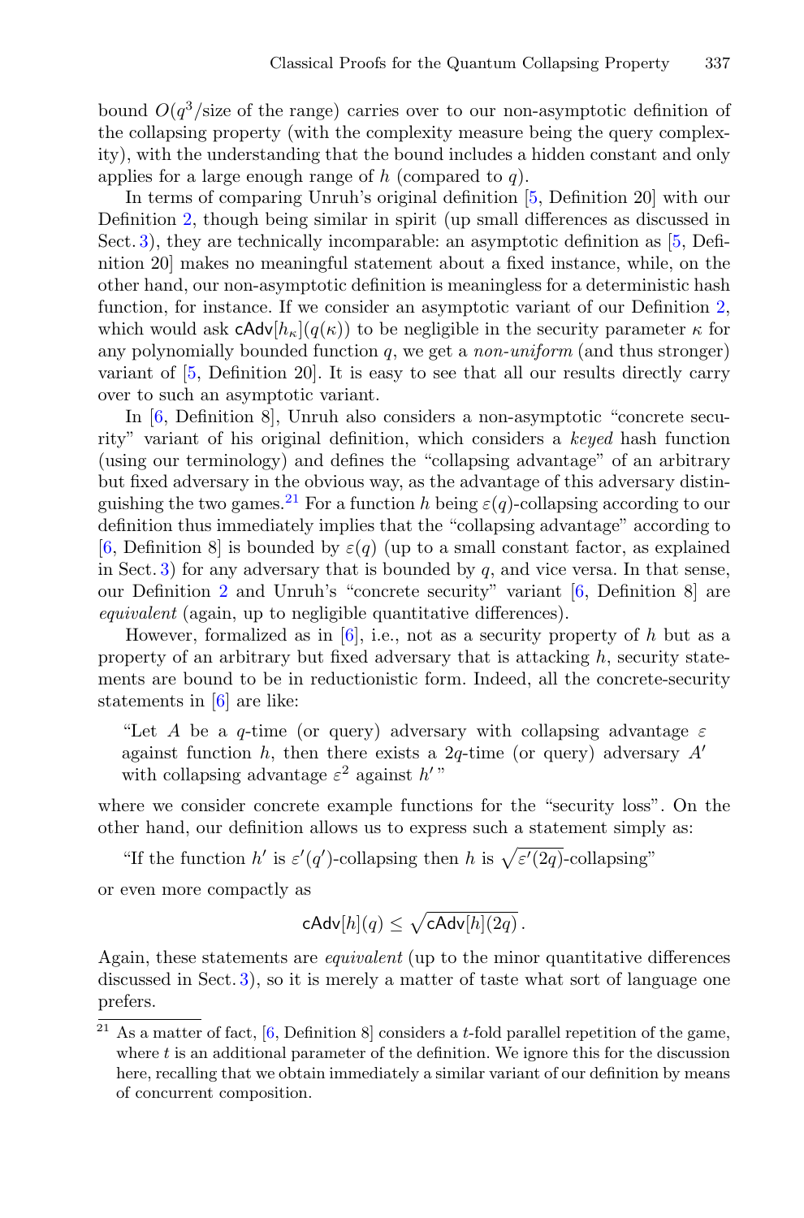bound $O(q^3/\text{size of the range})$ carries over to our non-asymptotic definition of the collapsing property (with the complexity measure being the query complexity), with the understanding that the bound includes a hidden constant and only applies for a large enough range of $h$ (compared to $q$).

In terms of comparing Unruh's original definition [5, Definition 20] with our Definition 2, though being similar in spirit (up small differences as discussed in Sect. 3), they are technically incomparable: an asymptotic definition as [5, Definition 20] makes no meaningful statement about a fixed instance, while, on the other hand, our non-asymptotic definition is meaningless for a deterministic hash function, for instance. If we consider an asymptotic variant of our Definition 2, which would ask $\mathsf{cAdv}[h_\kappa](q(\kappa))$ to be negligible in the security parameter $\kappa$ for any polynomially bounded function $q$, we get a *non-uniform* (and thus stronger) variant of [5, Definition 20]. It is easy to see that all our results directly carry over to such an asymptotic variant.

In [6, Definition 8], Unruh also considers a non-asymptotic "concrete security" variant of his original definition, which considers a *keyed* hash function (using our terminology) and defines the "collapsing advantage" of an arbitrary but fixed adversary in the obvious way, as the advantage of this adversary distinguishing the two games.[21] For a function $h$ being $\varepsilon(q)$-collapsing according to our definition thus immediately implies that the "collapsing advantage" according to [6, Definition 8] is bounded by $\varepsilon(q)$ (up to a small constant factor, as explained in Sect. 3) for any adversary that is bounded by $q$, and vice versa. In that sense, our Definition 2 and Unruh's "concrete security" variant [6, Definition 8] are *equivalent* (again, up to negligible quantitative differences).

However, formalized as in [6], i.e., not as a security property of $h$ but as a property of an arbitrary but fixed adversary that is attacking $h$, security statements are bound to be in reductionistic form. Indeed, all the concrete-security statements in [6] are like:

> "Let $A$ be a $q$-time (or query) adversary with collapsing advantage $\varepsilon$ against function $h$, then there exists a $2q$-time (or query) adversary $A'$ with collapsing advantage $\varepsilon^2$ against $h'$"

where we consider concrete example functions for the "security loss". On the other hand, our definition allows us to express such a statement simply as:

> "If the function $h'$ is $\varepsilon'(q')$-collapsing then $h$ is $\sqrt{\varepsilon'(2q)}$-collapsing"

or even more compactly as

$$\mathsf{cAdv}[h](q) \leq \sqrt{\mathsf{cAdv}[h](2q)}\,.$$

Again, these statements are *equivalent* (up to the minor quantitative differences discussed in Sect. 3), so it is merely a matter of taste what sort of language one prefers.

[21] As a matter of fact, [6, Definition 8] considers a $t$-fold parallel repetition of the game, where $t$ is an additional parameter of the definition. We ignore this for the discussion here, recalling that we obtain immediately a similar variant of our definition by means of concurrent composition.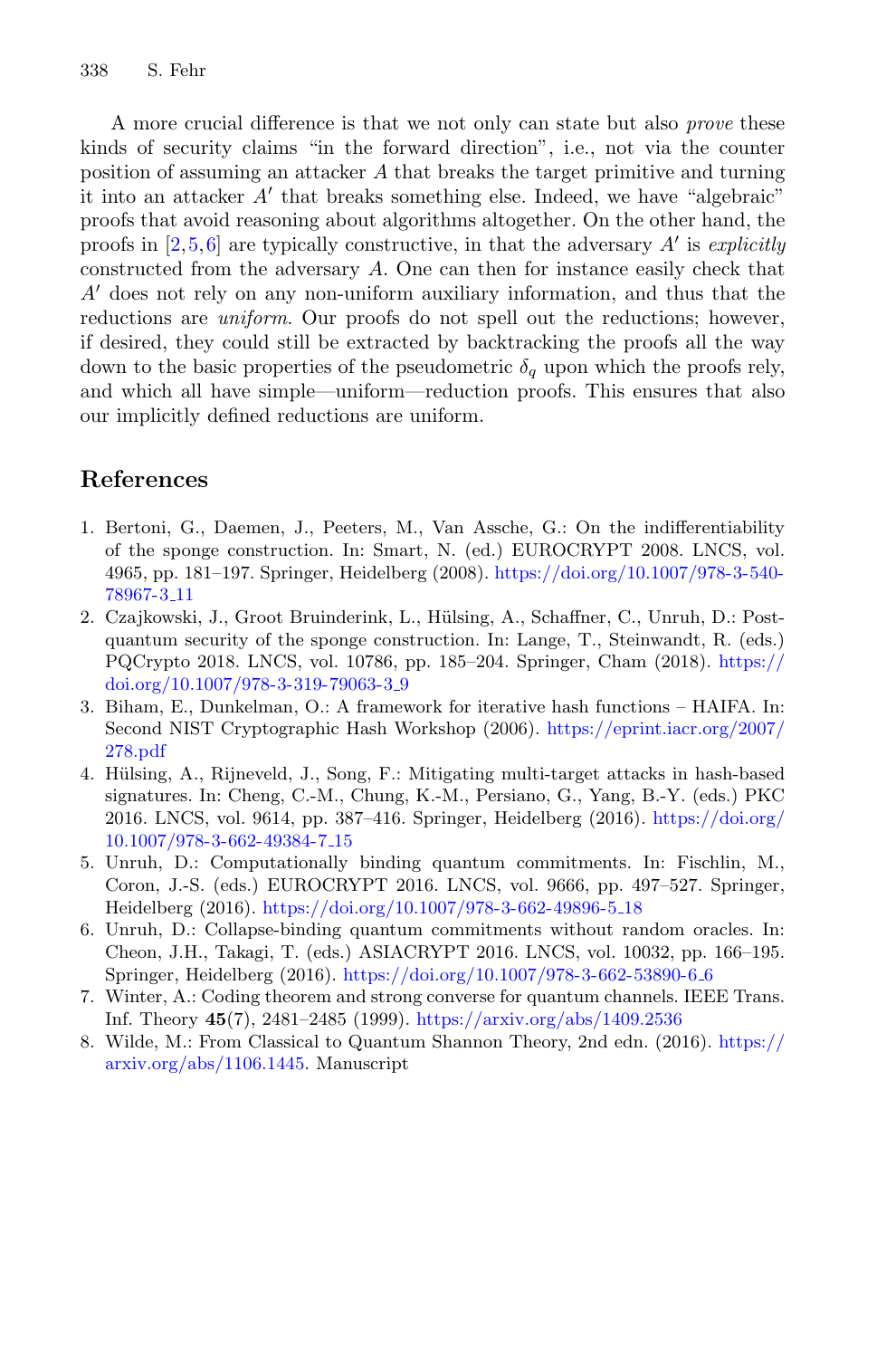A more crucial difference is that we not only can state but also *prove* these kinds of security claims "in the forward direction", i.e., not via the counter position of assuming an attacker $A$ that breaks the target primitive and turning it into an attacker $A'$ that breaks something else. Indeed, we have "algebraic" proofs that avoid reasoning about algorithms altogether. On the other hand, the proofs in [2,5,6] are typically constructive, in that the adversary $A'$ is *explicitly* constructed from the adversary $A$. One can then for instance easily check that $A'$ does not rely on any non-uniform auxiliary information, and thus that the reductions are *uniform*. Our proofs do not spell out the reductions; however, if desired, they could still be extracted by backtracking the proofs all the way down to the basic properties of the pseudometric $\delta_q$ upon which the proofs rely, and which all have simple—uniform—reduction proofs. This ensures that also our implicitly defined reductions are uniform.

## References

1. Bertoni, G., Daemen, J., Peeters, M., Van Assche, G.: On the indifferentiability of the sponge construction. In: Smart, N. (ed.) EUROCRYPT 2008. LNCS, vol. 4965, pp. 181–197. Springer, Heidelberg (2008). https://doi.org/10.1007/978-3-540-78967-3_11
2. Czajkowski, J., Groot Bruinderink, L., Hülsing, A., Schaffner, C., Unruh, D.: Post-quantum security of the sponge construction. In: Lange, T., Steinwandt, R. (eds.) PQCrypto 2018. LNCS, vol. 10786, pp. 185–204. Springer, Cham (2018). https://doi.org/10.1007/978-3-319-79063-3_9
3. Biham, E., Dunkelman, O.: A framework for iterative hash functions – HAIFA. In: Second NIST Cryptographic Hash Workshop (2006). https://eprint.iacr.org/2007/278.pdf
4. Hülsing, A., Rijneveld, J., Song, F.: Mitigating multi-target attacks in hash-based signatures. In: Cheng, C.-M., Chung, K.-M., Persiano, G., Yang, B.-Y. (eds.) PKC 2016. LNCS, vol. 9614, pp. 387–416. Springer, Heidelberg (2016). https://doi.org/10.1007/978-3-662-49384-7_15
5. Unruh, D.: Computationally binding quantum commitments. In: Fischlin, M., Coron, J.-S. (eds.) EUROCRYPT 2016. LNCS, vol. 9666, pp. 497–527. Springer, Heidelberg (2016). https://doi.org/10.1007/978-3-662-49896-5_18
6. Unruh, D.: Collapse-binding quantum commitments without random oracles. In: Cheon, J.H., Takagi, T. (eds.) ASIACRYPT 2016. LNCS, vol. 10032, pp. 166–195. Springer, Heidelberg (2016). https://doi.org/10.1007/978-3-662-53890-6_6
7. Winter, A.: Coding theorem and strong converse for quantum channels. IEEE Trans. Inf. Theory **45**(7), 2481–2485 (1999). https://arxiv.org/abs/1409.2536
8. Wilde, M.: From Classical to Quantum Shannon Theory, 2nd edn. (2016). https://arxiv.org/abs/1106.1445. Manuscript